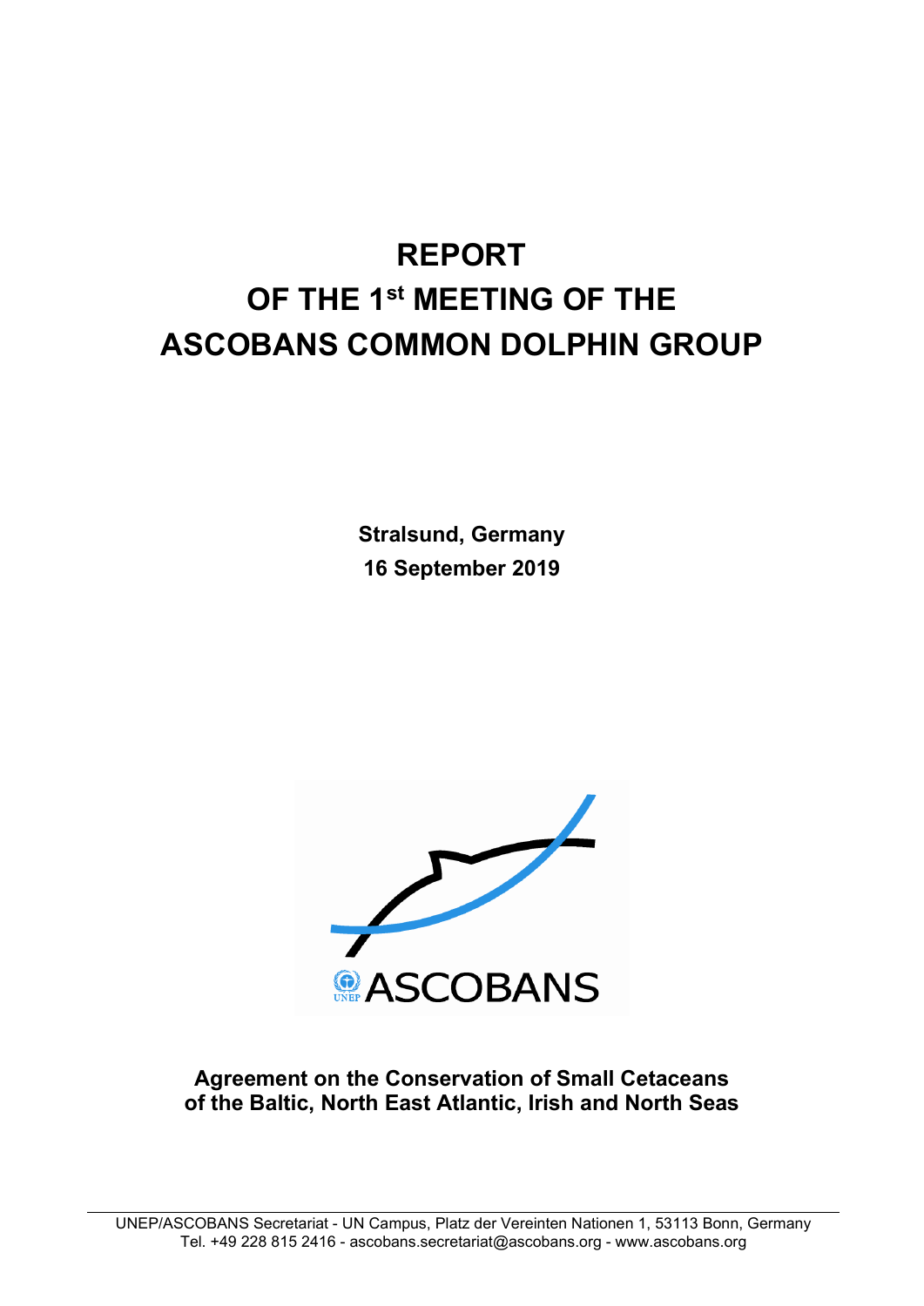# REPORT
# OF THE 1st MEETING OF THE ASCOBANS COMMON DOLPHIN GROUP

**Stralsund, Germany**
**16 September 2019**

ASCOBANS

**Agreement on the Conservation of Small Cetaceans of the Baltic, North East Atlantic, Irish and North Seas**

UNEP/ASCOBANS Secretariat - UN Campus, Platz der Vereinten Nationen 1, 53113 Bonn, Germany
Tel. +49 228 815 2416 - ascobans.secretariat@ascobans.org - www.ascobans.org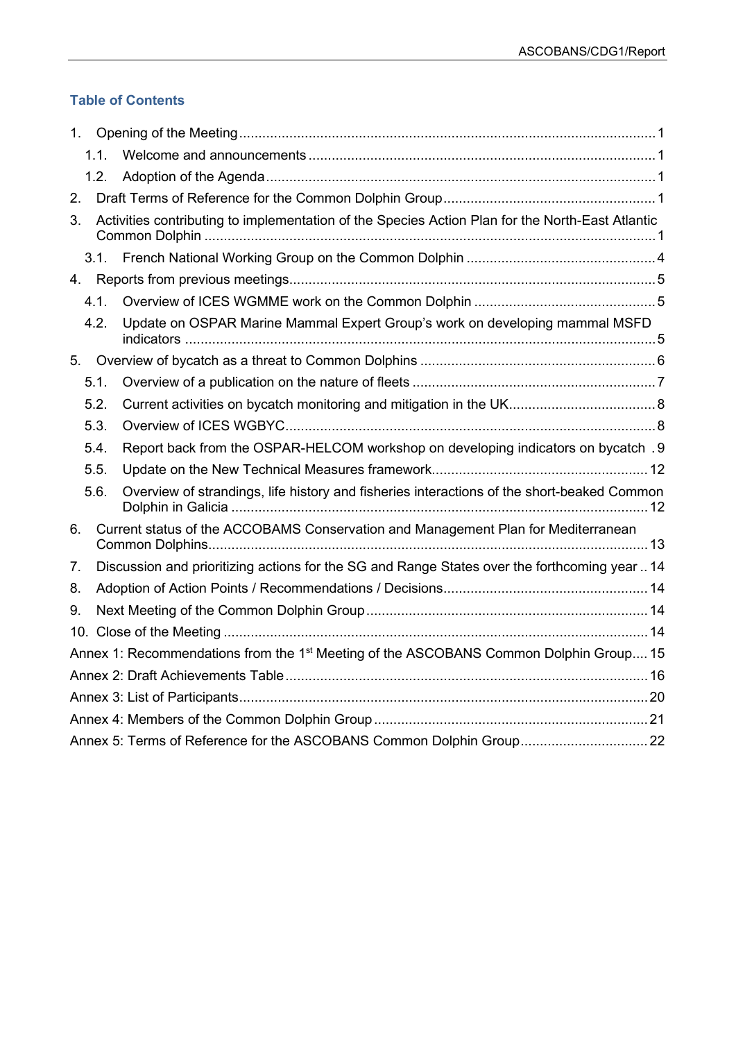## Table of Contents

1. Opening of the Meeting ........................................................................................................ 1
   - 1.1. Welcome and announcements ..................................................................................... 1
   - 1.2. Adoption of the Agenda ............................................................................................... 1
2. Draft Terms of Reference for the Common Dolphin Group ..................................................... 1
3. Activities contributing to implementation of the Species Action Plan for the North-East Atlantic Common Dolphin ..................................................................................................................... 1
   - 3.1. French National Working Group on the Common Dolphin ............................................... 4
4. Reports from previous meetings ............................................................................................. 5
   - 4.1. Overview of ICES WGMME work on the Common Dolphin .............................................. 5
   - 4.2. Update on OSPAR Marine Mammal Expert Group's work on developing mammal MSFD indicators ..................................................................................................................... 5
5. Overview of bycatch as a threat to Common Dolphins ............................................................ 6
   - 5.1. Overview of a publication on the nature of fleets .............................................................. 7
   - 5.2. Current activities on bycatch monitoring and mitigation in the UK ..................................... 8
   - 5.3. Overview of ICES WGBYC ............................................................................................... 8
   - 5.4. Report back from the OSPAR-HELCOM workshop on developing indicators on bycatch . 9
   - 5.5. Update on the New Technical Measures framework ........................................................ 12
   - 5.6. Overview of strandings, life history and fisheries interactions of the short-beaked Common Dolphin in Galicia ........................................................................................................... 12
6. Current status of the ACCOBAMS Conservation and Management Plan for Mediterranean Common Dolphins ................................................................................................................. 13
7. Discussion and prioritizing actions for the SG and Range States over the forthcoming year .. 14
8. Adoption of Action Points / Recommendations / Decisions .................................................... 14
9. Next Meeting of the Common Dolphin Group ........................................................................ 14
10. Close of the Meeting ............................................................................................................. 14

Annex 1: Recommendations from the 1st Meeting of the ASCOBANS Common Dolphin Group .... 15

Annex 2: Draft Achievements Table ............................................................................................. 16

Annex 3: List of Participants ......................................................................................................... 20

Annex 4: Members of the Common Dolphin Group ...................................................................... 21

Annex 5: Terms of Reference for the ASCOBANS Common Dolphin Group ................................. 22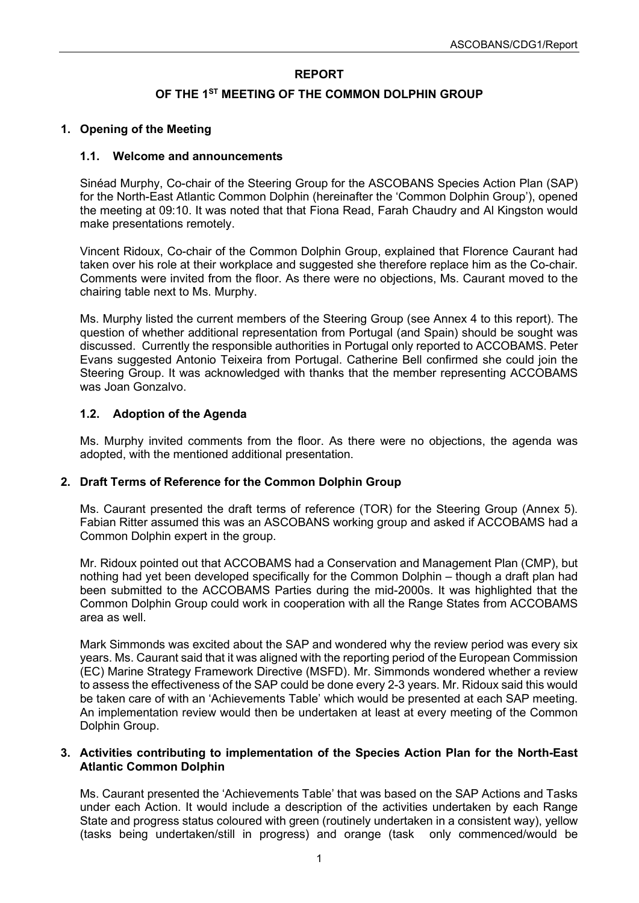# REPORT

## OF THE 1[ST] MEETING OF THE COMMON DOLPHIN GROUP

### 1. Opening of the Meeting

#### 1.1. Welcome and announcements

Sinéad Murphy, Co-chair of the Steering Group for the ASCOBANS Species Action Plan (SAP) for the North-East Atlantic Common Dolphin (hereinafter the 'Common Dolphin Group'), opened the meeting at 09:10. It was noted that that Fiona Read, Farah Chaudry and Al Kingston would make presentations remotely.

Vincent Ridoux, Co-chair of the Common Dolphin Group, explained that Florence Caurant had taken over his role at their workplace and suggested she therefore replace him as the Co-chair. Comments were invited from the floor. As there were no objections, Ms. Caurant moved to the chairing table next to Ms. Murphy.

Ms. Murphy listed the current members of the Steering Group (see Annex 4 to this report). The question of whether additional representation from Portugal (and Spain) should be sought was discussed. Currently the responsible authorities in Portugal only reported to ACCOBAMS. Peter Evans suggested Antonio Teixeira from Portugal. Catherine Bell confirmed she could join the Steering Group. It was acknowledged with thanks that the member representing ACCOBAMS was Joan Gonzalvo.

#### 1.2. Adoption of the Agenda

Ms. Murphy invited comments from the floor. As there were no objections, the agenda was adopted, with the mentioned additional presentation.

### 2. Draft Terms of Reference for the Common Dolphin Group

Ms. Caurant presented the draft terms of reference (TOR) for the Steering Group (Annex 5). Fabian Ritter assumed this was an ASCOBANS working group and asked if ACCOBAMS had a Common Dolphin expert in the group.

Mr. Ridoux pointed out that ACCOBAMS had a Conservation and Management Plan (CMP), but nothing had yet been developed specifically for the Common Dolphin – though a draft plan had been submitted to the ACCOBAMS Parties during the mid-2000s. It was highlighted that the Common Dolphin Group could work in cooperation with all the Range States from ACCOBAMS area as well.

Mark Simmonds was excited about the SAP and wondered why the review period was every six years. Ms. Caurant said that it was aligned with the reporting period of the European Commission (EC) Marine Strategy Framework Directive (MSFD). Mr. Simmonds wondered whether a review to assess the effectiveness of the SAP could be done every 2-3 years. Mr. Ridoux said this would be taken care of with an 'Achievements Table' which would be presented at each SAP meeting. An implementation review would then be undertaken at least at every meeting of the Common Dolphin Group.

### 3. Activities contributing to implementation of the Species Action Plan for the North-East Atlantic Common Dolphin

Ms. Caurant presented the 'Achievements Table' that was based on the SAP Actions and Tasks under each Action. It would include a description of the activities undertaken by each Range State and progress status coloured with green (routinely undertaken in a consistent way), yellow (tasks being undertaken/still in progress) and orange (task only commenced/would be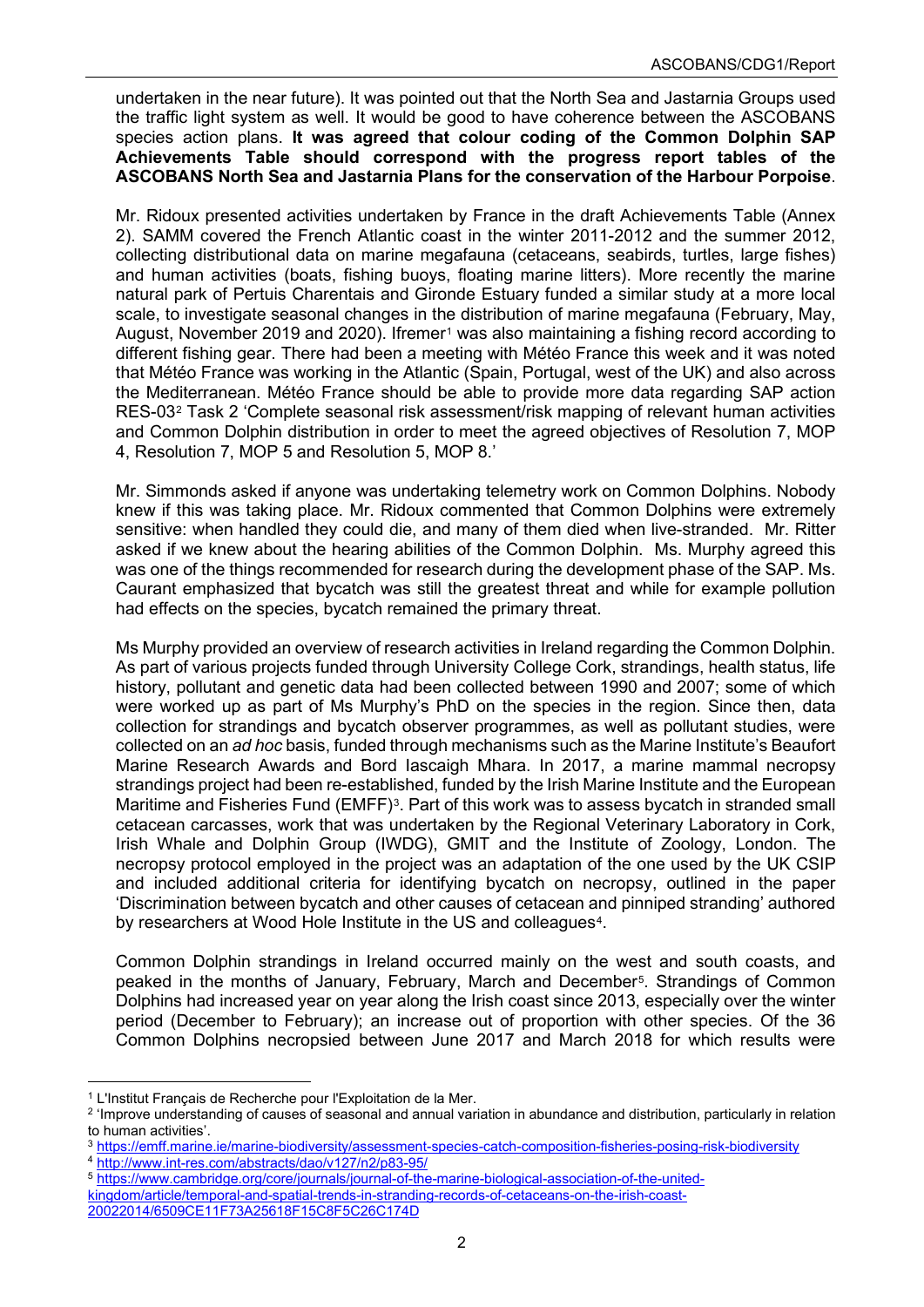undertaken in the near future). It was pointed out that the North Sea and Jastarnia Groups used the traffic light system as well. It would be good to have coherence between the ASCOBANS species action plans. **It was agreed that colour coding of the Common Dolphin SAP Achievements Table should correspond with the progress report tables of the ASCOBANS North Sea and Jastarnia Plans for the conservation of the Harbour Porpoise**.

Mr. Ridoux presented activities undertaken by France in the draft Achievements Table (Annex 2). SAMM covered the French Atlantic coast in the winter 2011-2012 and the summer 2012, collecting distributional data on marine megafauna (cetaceans, seabirds, turtles, large fishes) and human activities (boats, fishing buoys, floating marine litters). More recently the marine natural park of Pertuis Charentais and Gironde Estuary funded a similar study at a more local scale, to investigate seasonal changes in the distribution of marine megafauna (February, May, August, November 2019 and 2020). Ifremer[1] was also maintaining a fishing record according to different fishing gear. There had been a meeting with Météo France this week and it was noted that Météo France was working in the Atlantic (Spain, Portugal, west of the UK) and also across the Mediterranean. Météo France should be able to provide more data regarding SAP action RES-03[2] Task 2 'Complete seasonal risk assessment/risk mapping of relevant human activities and Common Dolphin distribution in order to meet the agreed objectives of Resolution 7, MOP 4, Resolution 7, MOP 5 and Resolution 5, MOP 8.'

Mr. Simmonds asked if anyone was undertaking telemetry work on Common Dolphins. Nobody knew if this was taking place. Mr. Ridoux commented that Common Dolphins were extremely sensitive: when handled they could die, and many of them died when live-stranded. Mr. Ritter asked if we knew about the hearing abilities of the Common Dolphin. Ms. Murphy agreed this was one of the things recommended for research during the development phase of the SAP. Ms. Caurant emphasized that bycatch was still the greatest threat and while for example pollution had effects on the species, bycatch remained the primary threat.

Ms Murphy provided an overview of research activities in Ireland regarding the Common Dolphin. As part of various projects funded through University College Cork, strandings, health status, life history, pollutant and genetic data had been collected between 1990 and 2007; some of which were worked up as part of Ms Murphy's PhD on the species in the region. Since then, data collection for strandings and bycatch observer programmes, as well as pollutant studies, were collected on an *ad hoc* basis, funded through mechanisms such as the Marine Institute's Beaufort Marine Research Awards and Bord Iascaigh Mhara. In 2017, a marine mammal necropsy strandings project had been re-established, funded by the Irish Marine Institute and the European Maritime and Fisheries Fund (EMFF)[3]. Part of this work was to assess bycatch in stranded small cetacean carcasses, work that was undertaken by the Regional Veterinary Laboratory in Cork, Irish Whale and Dolphin Group (IWDG), GMIT and the Institute of Zoology, London. The necropsy protocol employed in the project was an adaptation of the one used by the UK CSIP and included additional criteria for identifying bycatch on necropsy, outlined in the paper 'Discrimination between bycatch and other causes of cetacean and pinniped stranding' authored by researchers at Wood Hole Institute in the US and colleagues[4].

Common Dolphin strandings in Ireland occurred mainly on the west and south coasts, and peaked in the months of January, February, March and December[5]. Strandings of Common Dolphins had increased year on year along the Irish coast since 2013, especially over the winter period (December to February); an increase out of proportion with other species. Of the 36 Common Dolphins necropsied between June 2017 and March 2018 for which results were

---

[1] L'Institut Français de Recherche pour l'Exploitation de la Mer.

[2] 'Improve understanding of causes of seasonal and annual variation in abundance and distribution, particularly in relation to human activities'.

[3] https://emff.marine.ie/marine-biodiversity/assessment-species-catch-composition-fisheries-posing-risk-biodiversity

[4] http://www.int-res.com/abstracts/dao/v127/n2/p83-95/

[5] https://www.cambridge.org/core/journals/journal-of-the-marine-biological-association-of-the-united-kingdom/article/temporal-and-spatial-trends-in-stranding-records-of-cetaceans-on-the-irish-coast-20022014/6509CE11F73A25618F15C8F5C26C174D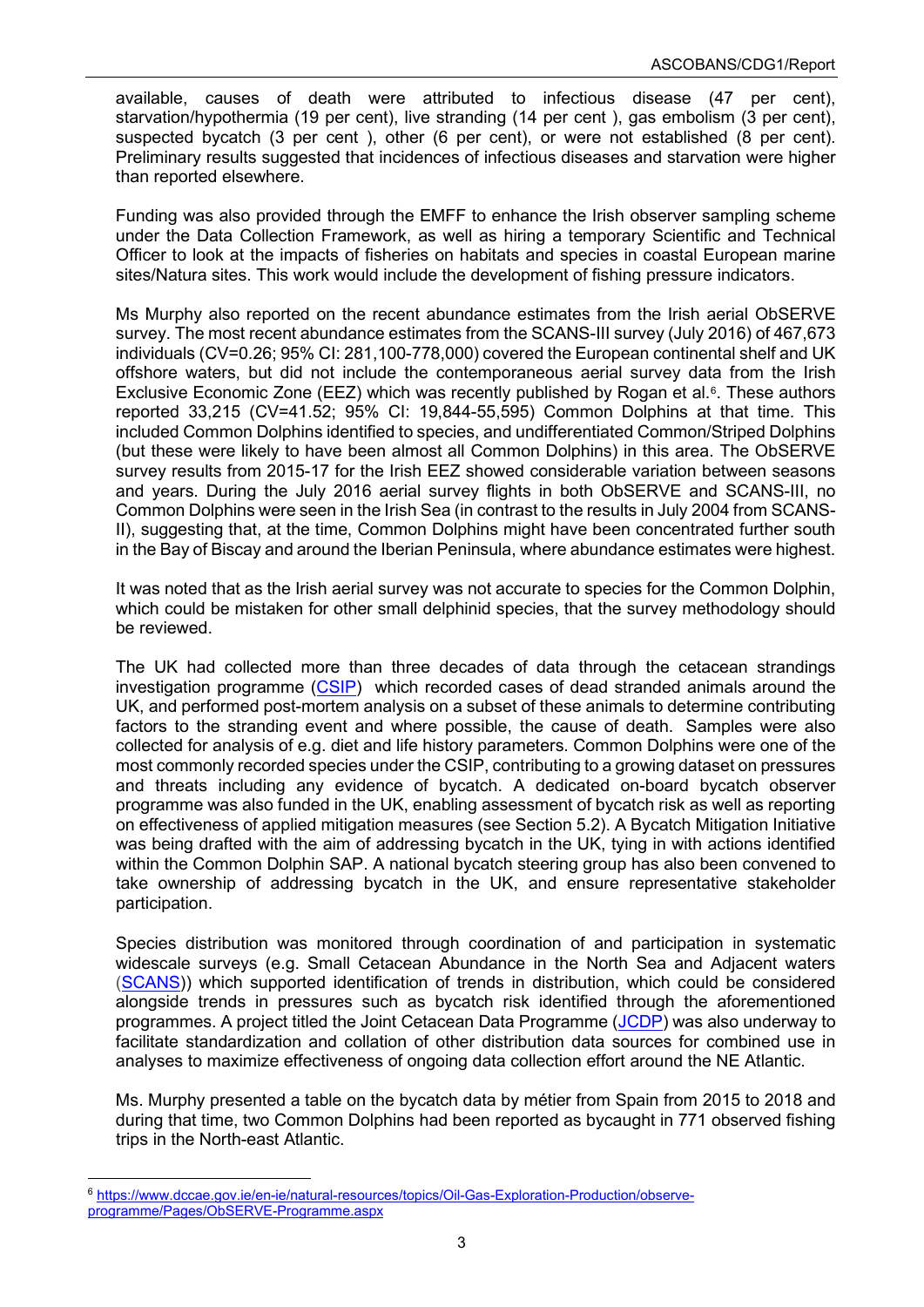available, causes of death were attributed to infectious disease (47 per cent), starvation/hypothermia (19 per cent), live stranding (14 per cent ), gas embolism (3 per cent), suspected bycatch (3 per cent ), other (6 per cent), or were not established (8 per cent). Preliminary results suggested that incidences of infectious diseases and starvation were higher than reported elsewhere.

Funding was also provided through the EMFF to enhance the Irish observer sampling scheme under the Data Collection Framework, as well as hiring a temporary Scientific and Technical Officer to look at the impacts of fisheries on habitats and species in coastal European marine sites/Natura sites. This work would include the development of fishing pressure indicators.

Ms Murphy also reported on the recent abundance estimates from the Irish aerial ObSERVE survey. The most recent abundance estimates from the SCANS-III survey (July 2016) of 467,673 individuals (CV=0.26; 95% CI: 281,100-778,000) covered the European continental shelf and UK offshore waters, but did not include the contemporaneous aerial survey data from the Irish Exclusive Economic Zone (EEZ) which was recently published by Rogan et al.[6]. These authors reported 33,215 (CV=41.52; 95% CI: 19,844-55,595) Common Dolphins at that time. This included Common Dolphins identified to species, and undifferentiated Common/Striped Dolphins (but these were likely to have been almost all Common Dolphins) in this area. The ObSERVE survey results from 2015-17 for the Irish EEZ showed considerable variation between seasons and years. During the July 2016 aerial survey flights in both ObSERVE and SCANS-III, no Common Dolphins were seen in the Irish Sea (in contrast to the results in July 2004 from SCANS-II), suggesting that, at the time, Common Dolphins might have been concentrated further south in the Bay of Biscay and around the Iberian Peninsula, where abundance estimates were highest.

It was noted that as the Irish aerial survey was not accurate to species for the Common Dolphin, which could be mistaken for other small delphinid species, that the survey methodology should be reviewed.

The UK had collected more than three decades of data through the cetacean strandings investigation programme (CSIP) which recorded cases of dead stranded animals around the UK, and performed post-mortem analysis on a subset of these animals to determine contributing factors to the stranding event and where possible, the cause of death. Samples were also collected for analysis of e.g. diet and life history parameters. Common Dolphins were one of the most commonly recorded species under the CSIP, contributing to a growing dataset on pressures and threats including any evidence of bycatch. A dedicated on-board bycatch observer programme was also funded in the UK, enabling assessment of bycatch risk as well as reporting on effectiveness of applied mitigation measures (see Section 5.2). A Bycatch Mitigation Initiative was being drafted with the aim of addressing bycatch in the UK, tying in with actions identified within the Common Dolphin SAP. A national bycatch steering group has also been convened to take ownership of addressing bycatch in the UK, and ensure representative stakeholder participation.

Species distribution was monitored through coordination of and participation in systematic widescale surveys (e.g. Small Cetacean Abundance in the North Sea and Adjacent waters (SCANS)) which supported identification of trends in distribution, which could be considered alongside trends in pressures such as bycatch risk identified through the aforementioned programmes. A project titled the Joint Cetacean Data Programme (JCDP) was also underway to facilitate standardization and collation of other distribution data sources for combined use in analyses to maximize effectiveness of ongoing data collection effort around the NE Atlantic.

Ms. Murphy presented a table on the bycatch data by métier from Spain from 2015 to 2018 and during that time, two Common Dolphins had been reported as bycaught in 771 observed fishing trips in the North-east Atlantic.

[6] https://www.dccae.gov.ie/en-ie/natural-resources/topics/Oil-Gas-Exploration-Production/observe-programme/Pages/ObSERVE-Programme.aspx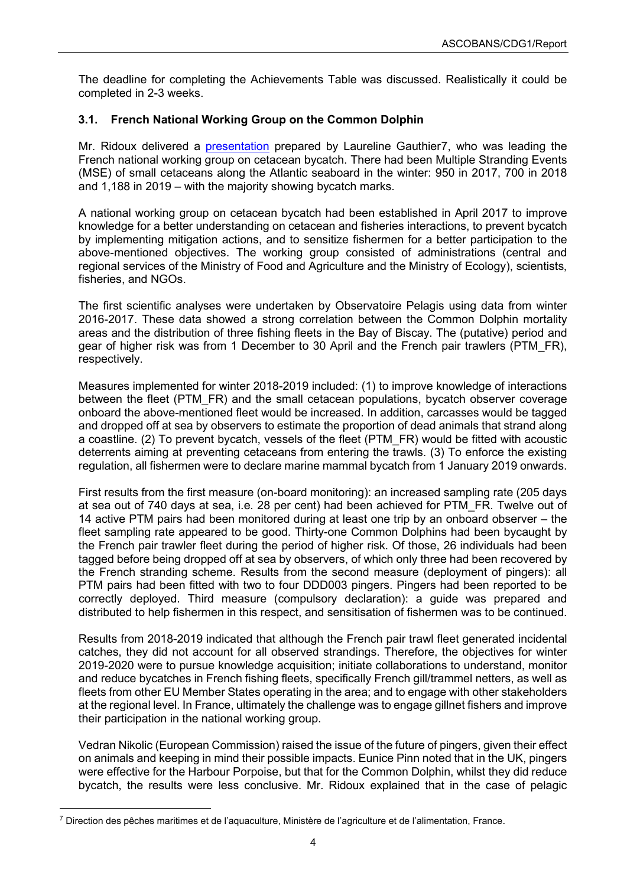The deadline for completing the Achievements Table was discussed. Realistically it could be completed in 2-3 weeks.

### 3.1. French National Working Group on the Common Dolphin

Mr. Ridoux delivered a presentation prepared by Laureline Gauthier[7], who was leading the French national working group on cetacean bycatch. There had been Multiple Stranding Events (MSE) of small cetaceans along the Atlantic seaboard in the winter: 950 in 2017, 700 in 2018 and 1,188 in 2019 – with the majority showing bycatch marks.

A national working group on cetacean bycatch had been established in April 2017 to improve knowledge for a better understanding on cetacean and fisheries interactions, to prevent bycatch by implementing mitigation actions, and to sensitize fishermen for a better participation to the above-mentioned objectives. The working group consisted of administrations (central and regional services of the Ministry of Food and Agriculture and the Ministry of Ecology), scientists, fisheries, and NGOs.

The first scientific analyses were undertaken by Observatoire Pelagis using data from winter 2016-2017. These data showed a strong correlation between the Common Dolphin mortality areas and the distribution of three fishing fleets in the Bay of Biscay. The (putative) period and gear of higher risk was from 1 December to 30 April and the French pair trawlers (PTM_FR), respectively.

Measures implemented for winter 2018-2019 included: (1) to improve knowledge of interactions between the fleet (PTM_FR) and the small cetacean populations, bycatch observer coverage onboard the above-mentioned fleet would be increased. In addition, carcasses would be tagged and dropped off at sea by observers to estimate the proportion of dead animals that strand along a coastline. (2) To prevent bycatch, vessels of the fleet (PTM_FR) would be fitted with acoustic deterrents aiming at preventing cetaceans from entering the trawls. (3) To enforce the existing regulation, all fishermen were to declare marine mammal bycatch from 1 January 2019 onwards.

First results from the first measure (on-board monitoring): an increased sampling rate (205 days at sea out of 740 days at sea, i.e. 28 per cent) had been achieved for PTM_FR. Twelve out of 14 active PTM pairs had been monitored during at least one trip by an onboard observer – the fleet sampling rate appeared to be good. Thirty-one Common Dolphins had been bycaught by the French pair trawler fleet during the period of higher risk. Of those, 26 individuals had been tagged before being dropped off at sea by observers, of which only three had been recovered by the French stranding scheme. Results from the second measure (deployment of pingers): all PTM pairs had been fitted with two to four DDD003 pingers. Pingers had been reported to be correctly deployed. Third measure (compulsory declaration): a guide was prepared and distributed to help fishermen in this respect, and sensitisation of fishermen was to be continued.

Results from 2018-2019 indicated that although the French pair trawl fleet generated incidental catches, they did not account for all observed strandings. Therefore, the objectives for winter 2019-2020 were to pursue knowledge acquisition; initiate collaborations to understand, monitor and reduce bycatches in French fishing fleets, specifically French gill/trammel netters, as well as fleets from other EU Member States operating in the area; and to engage with other stakeholders at the regional level. In France, ultimately the challenge was to engage gillnet fishers and improve their participation in the national working group.

Vedran Nikolic (European Commission) raised the issue of the future of pingers, given their effect on animals and keeping in mind their possible impacts. Eunice Pinn noted that in the UK, pingers were effective for the Harbour Porpoise, but that for the Common Dolphin, whilst they did reduce bycatch, the results were less conclusive. Mr. Ridoux explained that in the case of pelagic

[7] Direction des pêches maritimes et de l'aquaculture, Ministère de l'agriculture et de l'alimentation, France.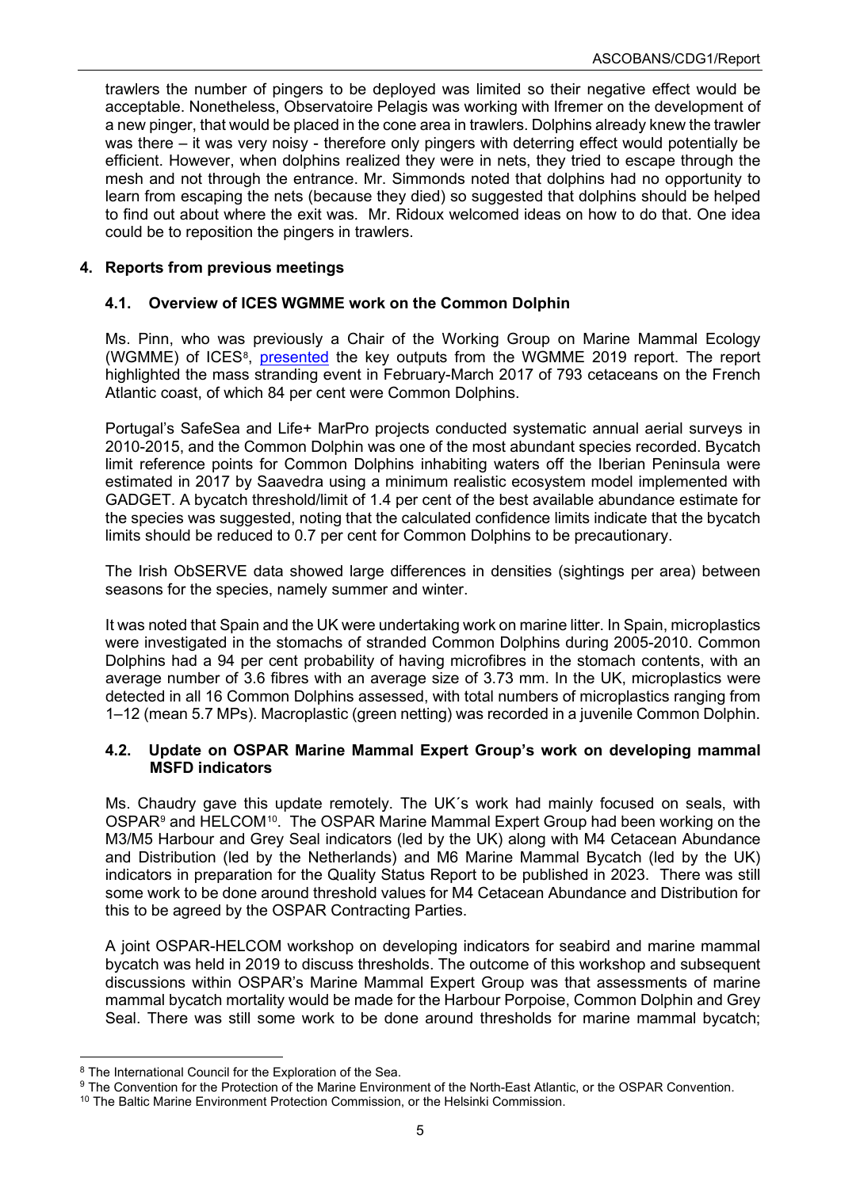trawlers the number of pingers to be deployed was limited so their negative effect would be acceptable. Nonetheless, Observatoire Pelagis was working with Ifremer on the development of a new pinger, that would be placed in the cone area in trawlers. Dolphins already knew the trawler was there – it was very noisy - therefore only pingers with deterring effect would potentially be efficient. However, when dolphins realized they were in nets, they tried to escape through the mesh and not through the entrance. Mr. Simmonds noted that dolphins had no opportunity to learn from escaping the nets (because they died) so suggested that dolphins should be helped to find out about where the exit was. Mr. Ridoux welcomed ideas on how to do that. One idea could be to reposition the pingers in trawlers.

## 4. Reports from previous meetings

### 4.1. Overview of ICES WGMME work on the Common Dolphin

Ms. Pinn, who was previously a Chair of the Working Group on Marine Mammal Ecology (WGMME) of ICES[8], presented the key outputs from the WGMME 2019 report. The report highlighted the mass stranding event in February-March 2017 of 793 cetaceans on the French Atlantic coast, of which 84 per cent were Common Dolphins.

Portugal's SafeSea and Life+ MarPro projects conducted systematic annual aerial surveys in 2010-2015, and the Common Dolphin was one of the most abundant species recorded. Bycatch limit reference points for Common Dolphins inhabiting waters off the Iberian Peninsula were estimated in 2017 by Saavedra using a minimum realistic ecosystem model implemented with GADGET. A bycatch threshold/limit of 1.4 per cent of the best available abundance estimate for the species was suggested, noting that the calculated confidence limits indicate that the bycatch limits should be reduced to 0.7 per cent for Common Dolphins to be precautionary.

The Irish ObSERVE data showed large differences in densities (sightings per area) between seasons for the species, namely summer and winter.

It was noted that Spain and the UK were undertaking work on marine litter. In Spain, microplastics were investigated in the stomachs of stranded Common Dolphins during 2005-2010. Common Dolphins had a 94 per cent probability of having microfibres in the stomach contents, with an average number of 3.6 fibres with an average size of 3.73 mm. In the UK, microplastics were detected in all 16 Common Dolphins assessed, with total numbers of microplastics ranging from 1–12 (mean 5.7 MPs). Macroplastic (green netting) was recorded in a juvenile Common Dolphin.

### 4.2. Update on OSPAR Marine Mammal Expert Group's work on developing mammal MSFD indicators

Ms. Chaudry gave this update remotely. The UK´s work had mainly focused on seals, with OSPAR[9] and HELCOM[10]. The OSPAR Marine Mammal Expert Group had been working on the M3/M5 Harbour and Grey Seal indicators (led by the UK) along with M4 Cetacean Abundance and Distribution (led by the Netherlands) and M6 Marine Mammal Bycatch (led by the UK) indicators in preparation for the Quality Status Report to be published in 2023. There was still some work to be done around threshold values for M4 Cetacean Abundance and Distribution for this to be agreed by the OSPAR Contracting Parties.

A joint OSPAR-HELCOM workshop on developing indicators for seabird and marine mammal bycatch was held in 2019 to discuss thresholds. The outcome of this workshop and subsequent discussions within OSPAR's Marine Mammal Expert Group was that assessments of marine mammal bycatch mortality would be made for the Harbour Porpoise, Common Dolphin and Grey Seal. There was still some work to be done around thresholds for marine mammal bycatch;

---

[8] The International Council for the Exploration of the Sea.

[9] The Convention for the Protection of the Marine Environment of the North-East Atlantic, or the OSPAR Convention.

[10] The Baltic Marine Environment Protection Commission, or the Helsinki Commission.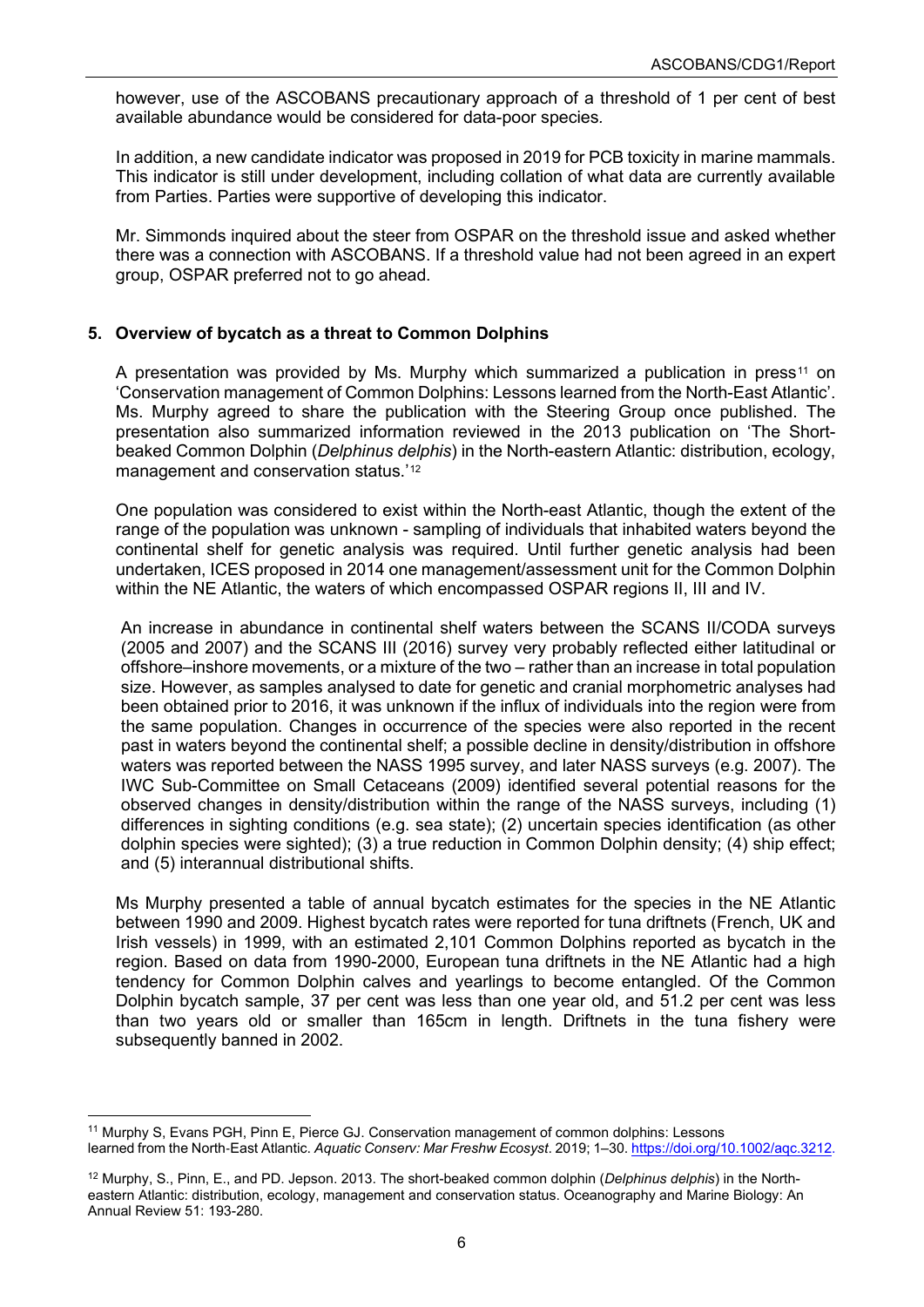however, use of the ASCOBANS precautionary approach of a threshold of 1 per cent of best available abundance would be considered for data-poor species.

In addition, a new candidate indicator was proposed in 2019 for PCB toxicity in marine mammals. This indicator is still under development, including collation of what data are currently available from Parties. Parties were supportive of developing this indicator.

Mr. Simmonds inquired about the steer from OSPAR on the threshold issue and asked whether there was a connection with ASCOBANS. If a threshold value had not been agreed in an expert group, OSPAR preferred not to go ahead.

## 5. Overview of bycatch as a threat to Common Dolphins

A presentation was provided by Ms. Murphy which summarized a publication in press[11] on 'Conservation management of Common Dolphins: Lessons learned from the North-East Atlantic'. Ms. Murphy agreed to share the publication with the Steering Group once published. The presentation also summarized information reviewed in the 2013 publication on 'The Short-beaked Common Dolphin (*Delphinus delphis*) in the North-eastern Atlantic: distribution, ecology, management and conservation status.'[12]

One population was considered to exist within the North-east Atlantic, though the extent of the range of the population was unknown - sampling of individuals that inhabited waters beyond the continental shelf for genetic analysis was required. Until further genetic analysis had been undertaken, ICES proposed in 2014 one management/assessment unit for the Common Dolphin within the NE Atlantic, the waters of which encompassed OSPAR regions II, III and IV.

An increase in abundance in continental shelf waters between the SCANS II/CODA surveys (2005 and 2007) and the SCANS III (2016) survey very probably reflected either latitudinal or offshore–inshore movements, or a mixture of the two – rather than an increase in total population size. However, as samples analysed to date for genetic and cranial morphometric analyses had been obtained prior to 2016, it was unknown if the influx of individuals into the region were from the same population. Changes in occurrence of the species were also reported in the recent past in waters beyond the continental shelf; a possible decline in density/distribution in offshore waters was reported between the NASS 1995 survey, and later NASS surveys (e.g. 2007). The IWC Sub-Committee on Small Cetaceans (2009) identified several potential reasons for the observed changes in density/distribution within the range of the NASS surveys, including (1) differences in sighting conditions (e.g. sea state); (2) uncertain species identification (as other dolphin species were sighted); (3) a true reduction in Common Dolphin density; (4) ship effect; and (5) interannual distributional shifts.

Ms Murphy presented a table of annual bycatch estimates for the species in the NE Atlantic between 1990 and 2009. Highest bycatch rates were reported for tuna driftnets (French, UK and Irish vessels) in 1999, with an estimated 2,101 Common Dolphins reported as bycatch in the region. Based on data from 1990-2000, European tuna driftnets in the NE Atlantic had a high tendency for Common Dolphin calves and yearlings to become entangled. Of the Common Dolphin bycatch sample, 37 per cent was less than one year old, and 51.2 per cent was less than two years old or smaller than 165cm in length. Driftnets in the tuna fishery were subsequently banned in 2002.

---

[11] Murphy S, Evans PGH, Pinn E, Pierce GJ. Conservation management of common dolphins: Lessons learned from the North-East Atlantic. *Aquatic Conserv: Mar Freshw Ecosyst*. 2019; 1–30. https://doi.org/10.1002/aqc.3212.

[12] Murphy, S., Pinn, E., and PD. Jepson. 2013. The short-beaked common dolphin (*Delphinus delphis*) in the North-eastern Atlantic: distribution, ecology, management and conservation status. Oceanography and Marine Biology: An Annual Review 51: 193-280.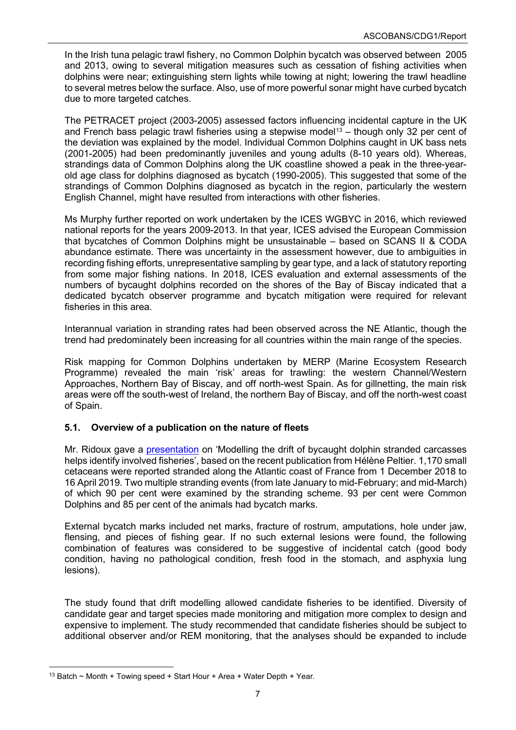In the Irish tuna pelagic trawl fishery, no Common Dolphin bycatch was observed between 2005 and 2013, owing to several mitigation measures such as cessation of fishing activities when dolphins were near; extinguishing stern lights while towing at night; lowering the trawl headline to several metres below the surface. Also, use of more powerful sonar might have curbed bycatch due to more targeted catches.

The PETRACET project (2003-2005) assessed factors influencing incidental capture in the UK and French bass pelagic trawl fisheries using a stepwise model[13] – though only 32 per cent of the deviation was explained by the model. Individual Common Dolphins caught in UK bass nets (2001-2005) had been predominantly juveniles and young adults (8-10 years old). Whereas, strandings data of Common Dolphins along the UK coastline showed a peak in the three-year-old age class for dolphins diagnosed as bycatch (1990-2005). This suggested that some of the strandings of Common Dolphins diagnosed as bycatch in the region, particularly the western English Channel, might have resulted from interactions with other fisheries.

Ms Murphy further reported on work undertaken by the ICES WGBYC in 2016, which reviewed national reports for the years 2009-2013. In that year, ICES advised the European Commission that bycatches of Common Dolphins might be unsustainable – based on SCANS II & CODA abundance estimate. There was uncertainty in the assessment however, due to ambiguities in recording fishing efforts, unrepresentative sampling by gear type, and a lack of statutory reporting from some major fishing nations. In 2018, ICES evaluation and external assessments of the numbers of bycaught dolphins recorded on the shores of the Bay of Biscay indicated that a dedicated bycatch observer programme and bycatch mitigation were required for relevant fisheries in this area.

Interannual variation in stranding rates had been observed across the NE Atlantic, though the trend had predominately been increasing for all countries within the main range of the species.

Risk mapping for Common Dolphins undertaken by MERP (Marine Ecosystem Research Programme) revealed the main 'risk' areas for trawling: the western Channel/Western Approaches, Northern Bay of Biscay, and off north-west Spain. As for gillnetting, the main risk areas were off the south-west of Ireland, the northern Bay of Biscay, and off the north-west coast of Spain.

### 5.1. Overview of a publication on the nature of fleets

Mr. Ridoux gave a presentation on 'Modelling the drift of bycaught dolphin stranded carcasses helps identify involved fisheries', based on the recent publication from Hélène Peltier. 1,170 small cetaceans were reported stranded along the Atlantic coast of France from 1 December 2018 to 16 April 2019. Two multiple stranding events (from late January to mid-February; and mid-March) of which 90 per cent were examined by the stranding scheme. 93 per cent were Common Dolphins and 85 per cent of the animals had bycatch marks.

External bycatch marks included net marks, fracture of rostrum, amputations, hole under jaw, flensing, and pieces of fishing gear. If no such external lesions were found, the following combination of features was considered to be suggestive of incidental catch (good body condition, having no pathological condition, fresh food in the stomach, and asphyxia lung lesions).

The study found that drift modelling allowed candidate fisheries to be identified. Diversity of candidate gear and target species made monitoring and mitigation more complex to design and expensive to implement. The study recommended that candidate fisheries should be subject to additional observer and/or REM monitoring, that the analyses should be expanded to include

---

[13] Batch ~ Month + Towing speed + Start Hour + Area + Water Depth + Year.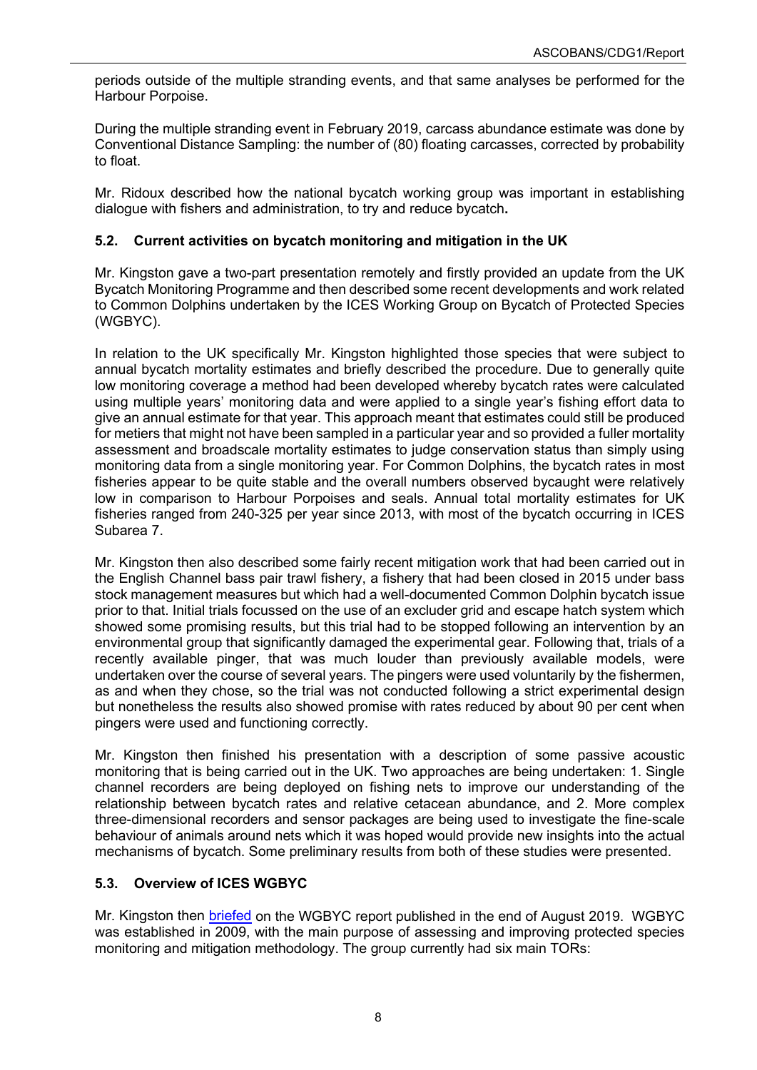periods outside of the multiple stranding events, and that same analyses be performed for the Harbour Porpoise.

During the multiple stranding event in February 2019, carcass abundance estimate was done by Conventional Distance Sampling: the number of (80) floating carcasses, corrected by probability to float.

Mr. Ridoux described how the national bycatch working group was important in establishing dialogue with fishers and administration, to try and reduce bycatch**.**

### 5.2. Current activities on bycatch monitoring and mitigation in the UK

Mr. Kingston gave a two-part presentation remotely and firstly provided an update from the UK Bycatch Monitoring Programme and then described some recent developments and work related to Common Dolphins undertaken by the ICES Working Group on Bycatch of Protected Species (WGBYC).

In relation to the UK specifically Mr. Kingston highlighted those species that were subject to annual bycatch mortality estimates and briefly described the procedure. Due to generally quite low monitoring coverage a method had been developed whereby bycatch rates were calculated using multiple years' monitoring data and were applied to a single year's fishing effort data to give an annual estimate for that year. This approach meant that estimates could still be produced for metiers that might not have been sampled in a particular year and so provided a fuller mortality assessment and broadscale mortality estimates to judge conservation status than simply using monitoring data from a single monitoring year. For Common Dolphins, the bycatch rates in most fisheries appear to be quite stable and the overall numbers observed bycaught were relatively low in comparison to Harbour Porpoises and seals. Annual total mortality estimates for UK fisheries ranged from 240-325 per year since 2013, with most of the bycatch occurring in ICES Subarea 7.

Mr. Kingston then also described some fairly recent mitigation work that had been carried out in the English Channel bass pair trawl fishery, a fishery that had been closed in 2015 under bass stock management measures but which had a well-documented Common Dolphin bycatch issue prior to that. Initial trials focussed on the use of an excluder grid and escape hatch system which showed some promising results, but this trial had to be stopped following an intervention by an environmental group that significantly damaged the experimental gear. Following that, trials of a recently available pinger, that was much louder than previously available models, were undertaken over the course of several years. The pingers were used voluntarily by the fishermen, as and when they chose, so the trial was not conducted following a strict experimental design but nonetheless the results also showed promise with rates reduced by about 90 per cent when pingers were used and functioning correctly.

Mr. Kingston then finished his presentation with a description of some passive acoustic monitoring that is being carried out in the UK. Two approaches are being undertaken: 1. Single channel recorders are being deployed on fishing nets to improve our understanding of the relationship between bycatch rates and relative cetacean abundance, and 2. More complex three-dimensional recorders and sensor packages are being used to investigate the fine-scale behaviour of animals around nets which it was hoped would provide new insights into the actual mechanisms of bycatch. Some preliminary results from both of these studies were presented.

### 5.3. Overview of ICES WGBYC

Mr. Kingston then briefed on the WGBYC report published in the end of August 2019. WGBYC was established in 2009, with the main purpose of assessing and improving protected species monitoring and mitigation methodology. The group currently had six main TORs: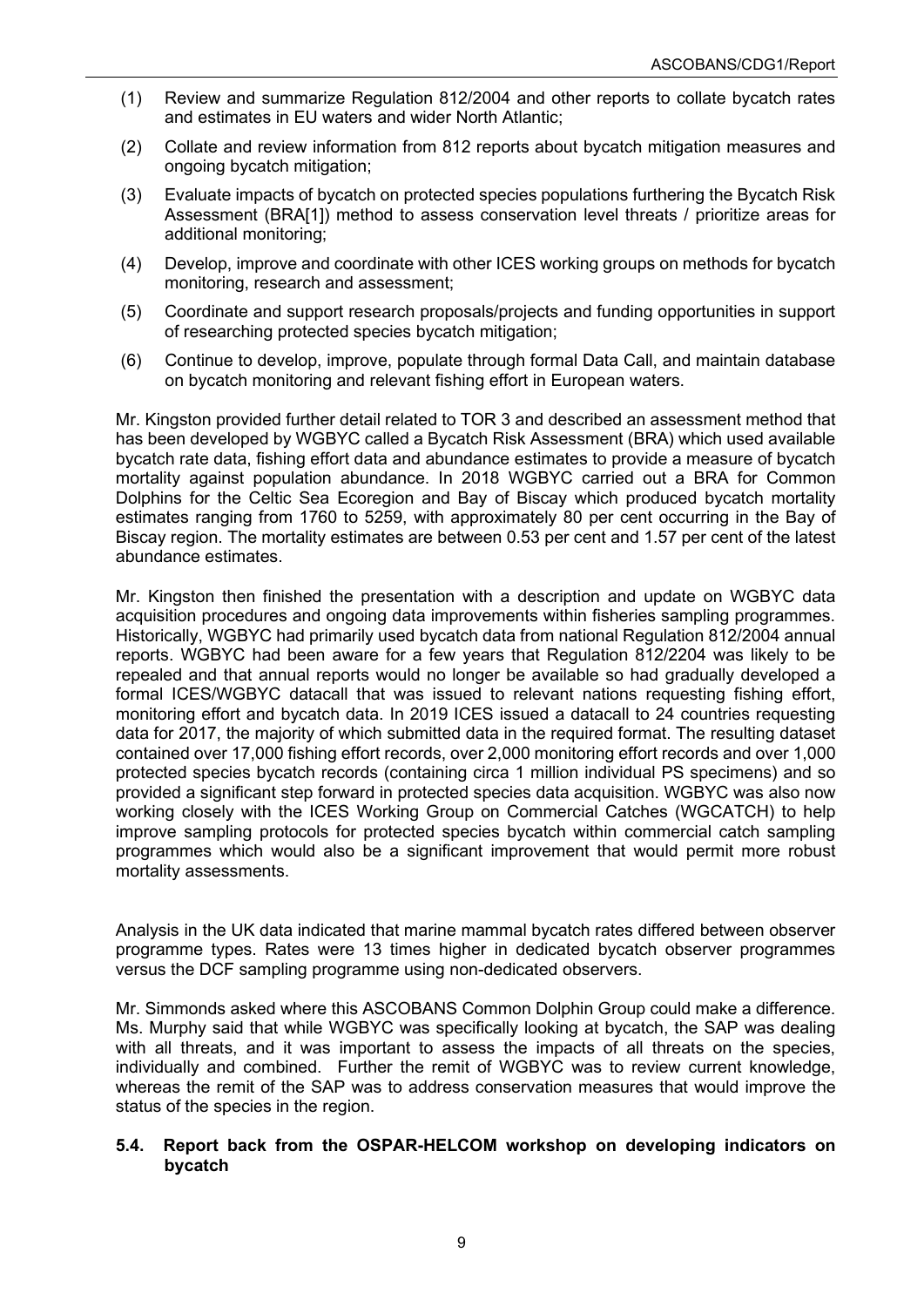(1) Review and summarize Regulation 812/2004 and other reports to collate bycatch rates and estimates in EU waters and wider North Atlantic;

(2) Collate and review information from 812 reports about bycatch mitigation measures and ongoing bycatch mitigation;

(3) Evaluate impacts of bycatch on protected species populations furthering the Bycatch Risk Assessment (BRA[1]) method to assess conservation level threats / prioritize areas for additional monitoring;

(4) Develop, improve and coordinate with other ICES working groups on methods for bycatch monitoring, research and assessment;

(5) Coordinate and support research proposals/projects and funding opportunities in support of researching protected species bycatch mitigation;

(6) Continue to develop, improve, populate through formal Data Call, and maintain database on bycatch monitoring and relevant fishing effort in European waters.

Mr. Kingston provided further detail related to TOR 3 and described an assessment method that has been developed by WGBYC called a Bycatch Risk Assessment (BRA) which used available bycatch rate data, fishing effort data and abundance estimates to provide a measure of bycatch mortality against population abundance. In 2018 WGBYC carried out a BRA for Common Dolphins for the Celtic Sea Ecoregion and Bay of Biscay which produced bycatch mortality estimates ranging from 1760 to 5259, with approximately 80 per cent occurring in the Bay of Biscay region. The mortality estimates are between 0.53 per cent and 1.57 per cent of the latest abundance estimates.

Mr. Kingston then finished the presentation with a description and update on WGBYC data acquisition procedures and ongoing data improvements within fisheries sampling programmes. Historically, WGBYC had primarily used bycatch data from national Regulation 812/2004 annual reports. WGBYC had been aware for a few years that Regulation 812/2204 was likely to be repealed and that annual reports would no longer be available so had gradually developed a formal ICES/WGBYC datacall that was issued to relevant nations requesting fishing effort, monitoring effort and bycatch data. In 2019 ICES issued a datacall to 24 countries requesting data for 2017, the majority of which submitted data in the required format. The resulting dataset contained over 17,000 fishing effort records, over 2,000 monitoring effort records and over 1,000 protected species bycatch records (containing circa 1 million individual PS specimens) and so provided a significant step forward in protected species data acquisition. WGBYC was also now working closely with the ICES Working Group on Commercial Catches (WGCATCH) to help improve sampling protocols for protected species bycatch within commercial catch sampling programmes which would also be a significant improvement that would permit more robust mortality assessments.

Analysis in the UK data indicated that marine mammal bycatch rates differed between observer programme types. Rates were 13 times higher in dedicated bycatch observer programmes versus the DCF sampling programme using non-dedicated observers.

Mr. Simmonds asked where this ASCOBANS Common Dolphin Group could make a difference. Ms. Murphy said that while WGBYC was specifically looking at bycatch, the SAP was dealing with all threats, and it was important to assess the impacts of all threats on the species, individually and combined. Further the remit of WGBYC was to review current knowledge, whereas the remit of the SAP was to address conservation measures that would improve the status of the species in the region.

### 5.4. Report back from the OSPAR-HELCOM workshop on developing indicators on bycatch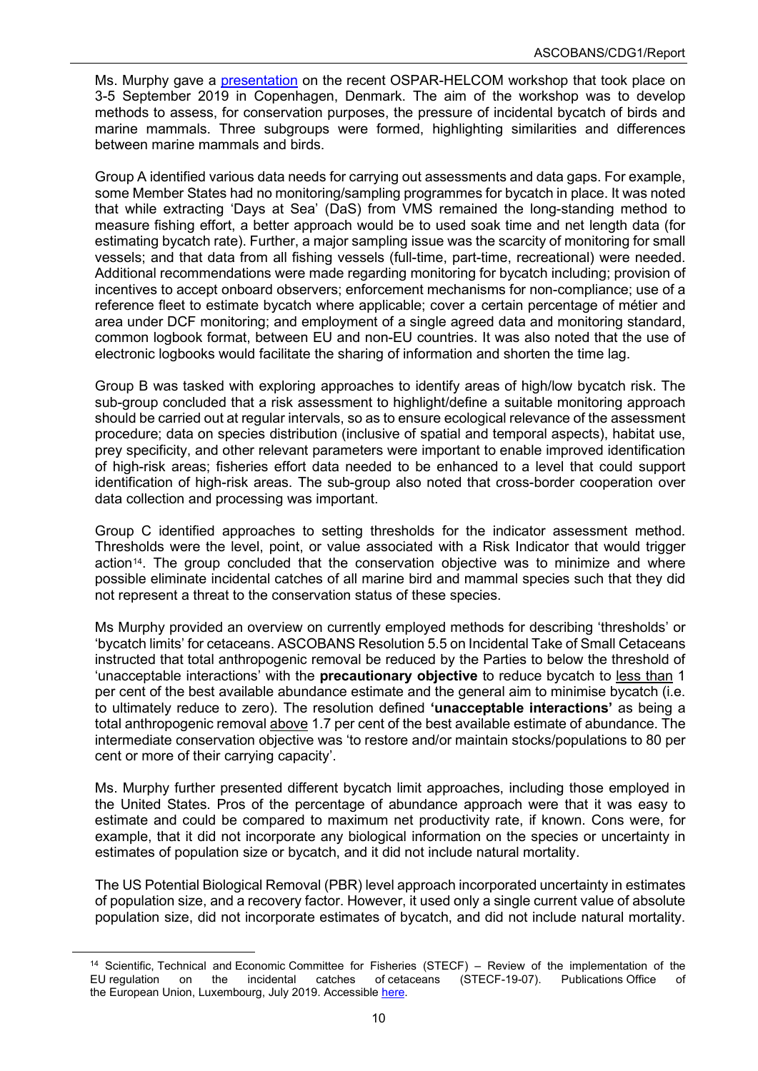Ms. Murphy gave a presentation on the recent OSPAR-HELCOM workshop that took place on 3-5 September 2019 in Copenhagen, Denmark. The aim of the workshop was to develop methods to assess, for conservation purposes, the pressure of incidental bycatch of birds and marine mammals. Three subgroups were formed, highlighting similarities and differences between marine mammals and birds.

Group A identified various data needs for carrying out assessments and data gaps. For example, some Member States had no monitoring/sampling programmes for bycatch in place. It was noted that while extracting 'Days at Sea' (DaS) from VMS remained the long-standing method to measure fishing effort, a better approach would be to used soak time and net length data (for estimating bycatch rate). Further, a major sampling issue was the scarcity of monitoring for small vessels; and that data from all fishing vessels (full-time, part-time, recreational) were needed. Additional recommendations were made regarding monitoring for bycatch including; provision of incentives to accept onboard observers; enforcement mechanisms for non-compliance; use of a reference fleet to estimate bycatch where applicable; cover a certain percentage of métier and area under DCF monitoring; and employment of a single agreed data and monitoring standard, common logbook format, between EU and non-EU countries. It was also noted that the use of electronic logbooks would facilitate the sharing of information and shorten the time lag.

Group B was tasked with exploring approaches to identify areas of high/low bycatch risk. The sub-group concluded that a risk assessment to highlight/define a suitable monitoring approach should be carried out at regular intervals, so as to ensure ecological relevance of the assessment procedure; data on species distribution (inclusive of spatial and temporal aspects), habitat use, prey specificity, and other relevant parameters were important to enable improved identification of high-risk areas; fisheries effort data needed to be enhanced to a level that could support identification of high-risk areas. The sub-group also noted that cross-border cooperation over data collection and processing was important.

Group C identified approaches to setting thresholds for the indicator assessment method. Thresholds were the level, point, or value associated with a Risk Indicator that would trigger action[14]. The group concluded that the conservation objective was to minimize and where possible eliminate incidental catches of all marine bird and mammal species such that they did not represent a threat to the conservation status of these species.

Ms Murphy provided an overview on currently employed methods for describing 'thresholds' or 'bycatch limits' for cetaceans. ASCOBANS Resolution 5.5 on Incidental Take of Small Cetaceans instructed that total anthropogenic removal be reduced by the Parties to below the threshold of 'unacceptable interactions' with the **precautionary objective** to reduce bycatch to <u>less than</u> 1 per cent of the best available abundance estimate and the general aim to minimise bycatch (i.e. to ultimately reduce to zero). The resolution defined **'unacceptable interactions'** as being a total anthropogenic removal <u>above</u> 1.7 per cent of the best available estimate of abundance. The intermediate conservation objective was 'to restore and/or maintain stocks/populations to 80 per cent or more of their carrying capacity'.

Ms. Murphy further presented different bycatch limit approaches, including those employed in the United States. Pros of the percentage of abundance approach were that it was easy to estimate and could be compared to maximum net productivity rate, if known. Cons were, for example, that it did not incorporate any biological information on the species or uncertainty in estimates of population size or bycatch, and it did not include natural mortality.

The US Potential Biological Removal (PBR) level approach incorporated uncertainty in estimates of population size, and a recovery factor. However, it used only a single current value of absolute population size, did not incorporate estimates of bycatch, and did not include natural mortality.

[14] Scientific, Technical and Economic Committee for Fisheries (STECF) – Review of the implementation of the EU regulation on the incidental catches of cetaceans (STECF-19-07). Publications Office of the European Union, Luxembourg, July 2019. Accessible here.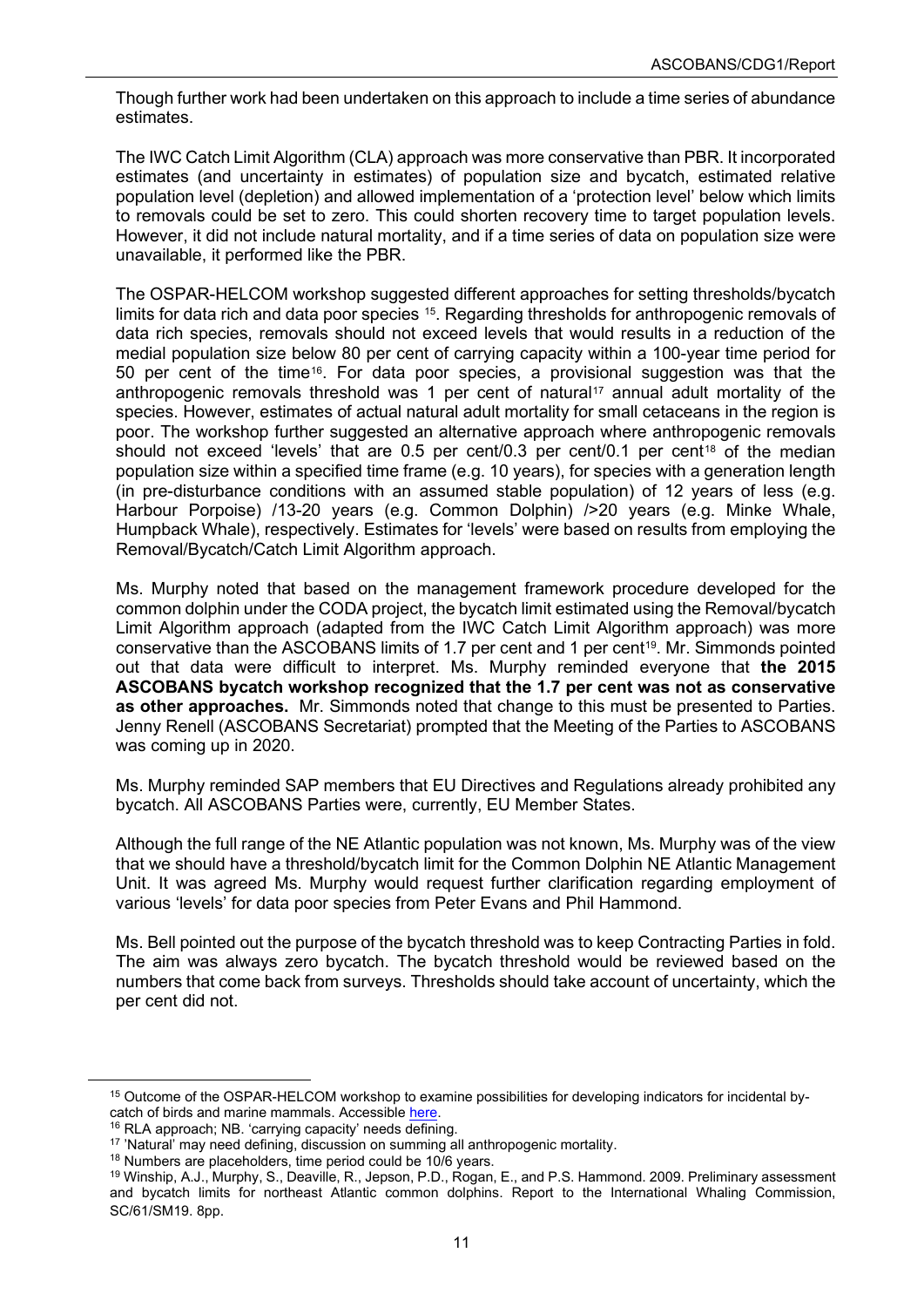Though further work had been undertaken on this approach to include a time series of abundance estimates.

The IWC Catch Limit Algorithm (CLA) approach was more conservative than PBR. It incorporated estimates (and uncertainty in estimates) of population size and bycatch, estimated relative population level (depletion) and allowed implementation of a 'protection level' below which limits to removals could be set to zero. This could shorten recovery time to target population levels. However, it did not include natural mortality, and if a time series of data on population size were unavailable, it performed like the PBR.

The OSPAR-HELCOM workshop suggested different approaches for setting thresholds/bycatch limits for data rich and data poor species [15]. Regarding thresholds for anthropogenic removals of data rich species, removals should not exceed levels that would results in a reduction of the medial population size below 80 per cent of carrying capacity within a 100-year time period for 50 per cent of the time[16]. For data poor species, a provisional suggestion was that the anthropogenic removals threshold was 1 per cent of natural[17] annual adult mortality of the species. However, estimates of actual natural adult mortality for small cetaceans in the region is poor. The workshop further suggested an alternative approach where anthropogenic removals should not exceed 'levels' that are 0.5 per cent/0.3 per cent/0.1 per cent[18] of the median population size within a specified time frame (e.g. 10 years), for species with a generation length (in pre-disturbance conditions with an assumed stable population) of 12 years of less (e.g. Harbour Porpoise) /13-20 years (e.g. Common Dolphin) />20 years (e.g. Minke Whale, Humpback Whale), respectively. Estimates for 'levels' were based on results from employing the Removal/Bycatch/Catch Limit Algorithm approach.

Ms. Murphy noted that based on the management framework procedure developed for the common dolphin under the CODA project, the bycatch limit estimated using the Removal/bycatch Limit Algorithm approach (adapted from the IWC Catch Limit Algorithm approach) was more conservative than the ASCOBANS limits of 1.7 per cent and 1 per cent[19]. Mr. Simmonds pointed out that data were difficult to interpret. Ms. Murphy reminded everyone that **the 2015 ASCOBANS bycatch workshop recognized that the 1.7 per cent was not as conservative as other approaches.** Mr. Simmonds noted that change to this must be presented to Parties. Jenny Renell (ASCOBANS Secretariat) prompted that the Meeting of the Parties to ASCOBANS was coming up in 2020.

Ms. Murphy reminded SAP members that EU Directives and Regulations already prohibited any bycatch. All ASCOBANS Parties were, currently, EU Member States.

Although the full range of the NE Atlantic population was not known, Ms. Murphy was of the view that we should have a threshold/bycatch limit for the Common Dolphin NE Atlantic Management Unit. It was agreed Ms. Murphy would request further clarification regarding employment of various 'levels' for data poor species from Peter Evans and Phil Hammond.

Ms. Bell pointed out the purpose of the bycatch threshold was to keep Contracting Parties in fold. The aim was always zero bycatch. The bycatch threshold would be reviewed based on the numbers that come back from surveys. Thresholds should take account of uncertainty, which the per cent did not.

---

[15] Outcome of the OSPAR-HELCOM workshop to examine possibilities for developing indicators for incidental by-catch of birds and marine mammals. Accessible here.

[16] RLA approach; NB. 'carrying capacity' needs defining.

[17] 'Natural' may need defining, discussion on summing all anthropogenic mortality.

[18] Numbers are placeholders, time period could be 10/6 years.

[19] Winship, A.J., Murphy, S., Deaville, R., Jepson, P.D., Rogan, E., and P.S. Hammond. 2009. Preliminary assessment and bycatch limits for northeast Atlantic common dolphins. Report to the International Whaling Commission, SC/61/SM19. 8pp.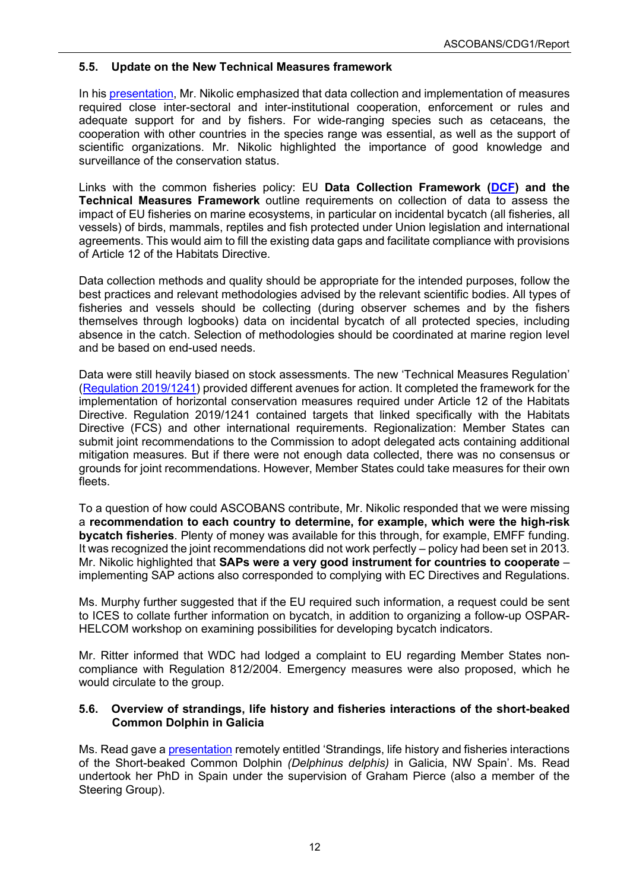### 5.5. Update on the New Technical Measures framework

In his presentation, Mr. Nikolic emphasized that data collection and implementation of measures required close inter-sectoral and inter-institutional cooperation, enforcement or rules and adequate support for and by fishers. For wide-ranging species such as cetaceans, the cooperation with other countries in the species range was essential, as well as the support of scientific organizations. Mr. Nikolic highlighted the importance of good knowledge and surveillance of the conservation status.

Links with the common fisheries policy: EU **Data Collection Framework (DCF) and the Technical Measures Framework** outline requirements on collection of data to assess the impact of EU fisheries on marine ecosystems, in particular on incidental bycatch (all fisheries, all vessels) of birds, mammals, reptiles and fish protected under Union legislation and international agreements. This would aim to fill the existing data gaps and facilitate compliance with provisions of Article 12 of the Habitats Directive.

Data collection methods and quality should be appropriate for the intended purposes, follow the best practices and relevant methodologies advised by the relevant scientific bodies. All types of fisheries and vessels should be collecting (during observer schemes and by the fishers themselves through logbooks) data on incidental bycatch of all protected species, including absence in the catch. Selection of methodologies should be coordinated at marine region level and be based on end-used needs.

Data were still heavily biased on stock assessments. The new 'Technical Measures Regulation' (Regulation 2019/1241) provided different avenues for action. It completed the framework for the implementation of horizontal conservation measures required under Article 12 of the Habitats Directive. Regulation 2019/1241 contained targets that linked specifically with the Habitats Directive (FCS) and other international requirements. Regionalization: Member States can submit joint recommendations to the Commission to adopt delegated acts containing additional mitigation measures. But if there were not enough data collected, there was no consensus or grounds for joint recommendations. However, Member States could take measures for their own fleets.

To a question of how could ASCOBANS contribute, Mr. Nikolic responded that we were missing a **recommendation to each country to determine, for example, which were the high-risk bycatch fisheries**. Plenty of money was available for this through, for example, EMFF funding. It was recognized the joint recommendations did not work perfectly – policy had been set in 2013. Mr. Nikolic highlighted that **SAPs were a very good instrument for countries to cooperate** – implementing SAP actions also corresponded to complying with EC Directives and Regulations.

Ms. Murphy further suggested that if the EU required such information, a request could be sent to ICES to collate further information on bycatch, in addition to organizing a follow-up OSPAR-HELCOM workshop on examining possibilities for developing bycatch indicators.

Mr. Ritter informed that WDC had lodged a complaint to EU regarding Member States non-compliance with Regulation 812/2004. Emergency measures were also proposed, which he would circulate to the group.

### 5.6. Overview of strandings, life history and fisheries interactions of the short-beaked Common Dolphin in Galicia

Ms. Read gave a presentation remotely entitled 'Strandings, life history and fisheries interactions of the Short-beaked Common Dolphin *(Delphinus delphis)* in Galicia, NW Spain'. Ms. Read undertook her PhD in Spain under the supervision of Graham Pierce (also a member of the Steering Group).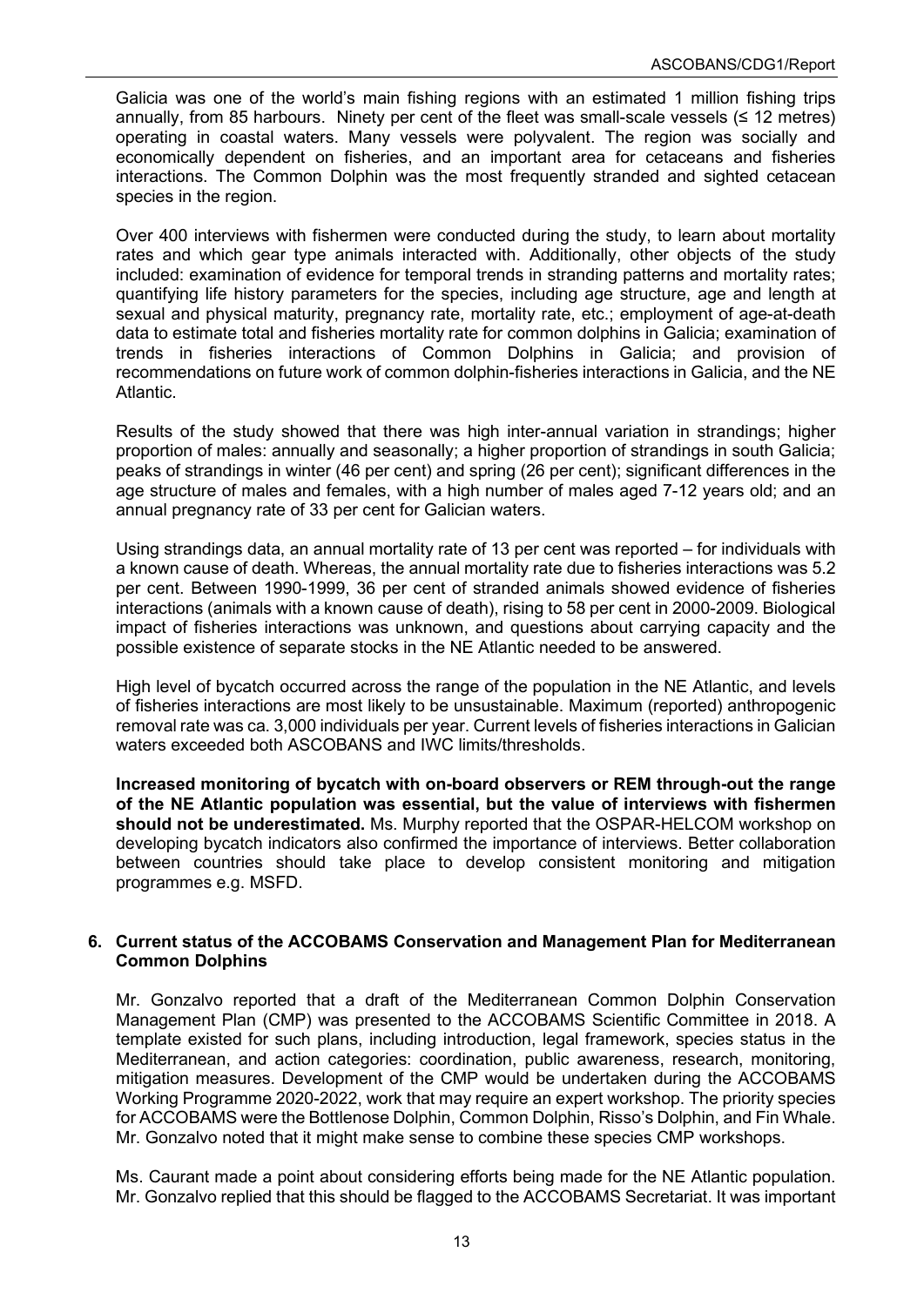Galicia was one of the world's main fishing regions with an estimated 1 million fishing trips annually, from 85 harbours. Ninety per cent of the fleet was small-scale vessels (≤ 12 metres) operating in coastal waters. Many vessels were polyvalent. The region was socially and economically dependent on fisheries, and an important area for cetaceans and fisheries interactions. The Common Dolphin was the most frequently stranded and sighted cetacean species in the region.

Over 400 interviews with fishermen were conducted during the study, to learn about mortality rates and which gear type animals interacted with. Additionally, other objects of the study included: examination of evidence for temporal trends in stranding patterns and mortality rates; quantifying life history parameters for the species, including age structure, age and length at sexual and physical maturity, pregnancy rate, mortality rate, etc.; employment of age-at-death data to estimate total and fisheries mortality rate for common dolphins in Galicia; examination of trends in fisheries interactions of Common Dolphins in Galicia; and provision of recommendations on future work of common dolphin-fisheries interactions in Galicia, and the NE Atlantic.

Results of the study showed that there was high inter-annual variation in strandings; higher proportion of males: annually and seasonally; a higher proportion of strandings in south Galicia; peaks of strandings in winter (46 per cent) and spring (26 per cent); significant differences in the age structure of males and females, with a high number of males aged 7-12 years old; and an annual pregnancy rate of 33 per cent for Galician waters.

Using strandings data, an annual mortality rate of 13 per cent was reported – for individuals with a known cause of death. Whereas, the annual mortality rate due to fisheries interactions was 5.2 per cent. Between 1990-1999, 36 per cent of stranded animals showed evidence of fisheries interactions (animals with a known cause of death), rising to 58 per cent in 2000-2009. Biological impact of fisheries interactions was unknown, and questions about carrying capacity and the possible existence of separate stocks in the NE Atlantic needed to be answered.

High level of bycatch occurred across the range of the population in the NE Atlantic, and levels of fisheries interactions are most likely to be unsustainable. Maximum (reported) anthropogenic removal rate was ca. 3,000 individuals per year. Current levels of fisheries interactions in Galician waters exceeded both ASCOBANS and IWC limits/thresholds.

**Increased monitoring of bycatch with on-board observers or REM through-out the range of the NE Atlantic population was essential, but the value of interviews with fishermen should not be underestimated.** Ms. Murphy reported that the OSPAR-HELCOM workshop on developing bycatch indicators also confirmed the importance of interviews. Better collaboration between countries should take place to develop consistent monitoring and mitigation programmes e.g. MSFD.

## 6. Current status of the ACCOBAMS Conservation and Management Plan for Mediterranean Common Dolphins

Mr. Gonzalvo reported that a draft of the Mediterranean Common Dolphin Conservation Management Plan (CMP) was presented to the ACCOBAMS Scientific Committee in 2018. A template existed for such plans, including introduction, legal framework, species status in the Mediterranean, and action categories: coordination, public awareness, research, monitoring, mitigation measures. Development of the CMP would be undertaken during the ACCOBAMS Working Programme 2020-2022, work that may require an expert workshop. The priority species for ACCOBAMS were the Bottlenose Dolphin, Common Dolphin, Risso's Dolphin, and Fin Whale. Mr. Gonzalvo noted that it might make sense to combine these species CMP workshops.

Ms. Caurant made a point about considering efforts being made for the NE Atlantic population. Mr. Gonzalvo replied that this should be flagged to the ACCOBAMS Secretariat. It was important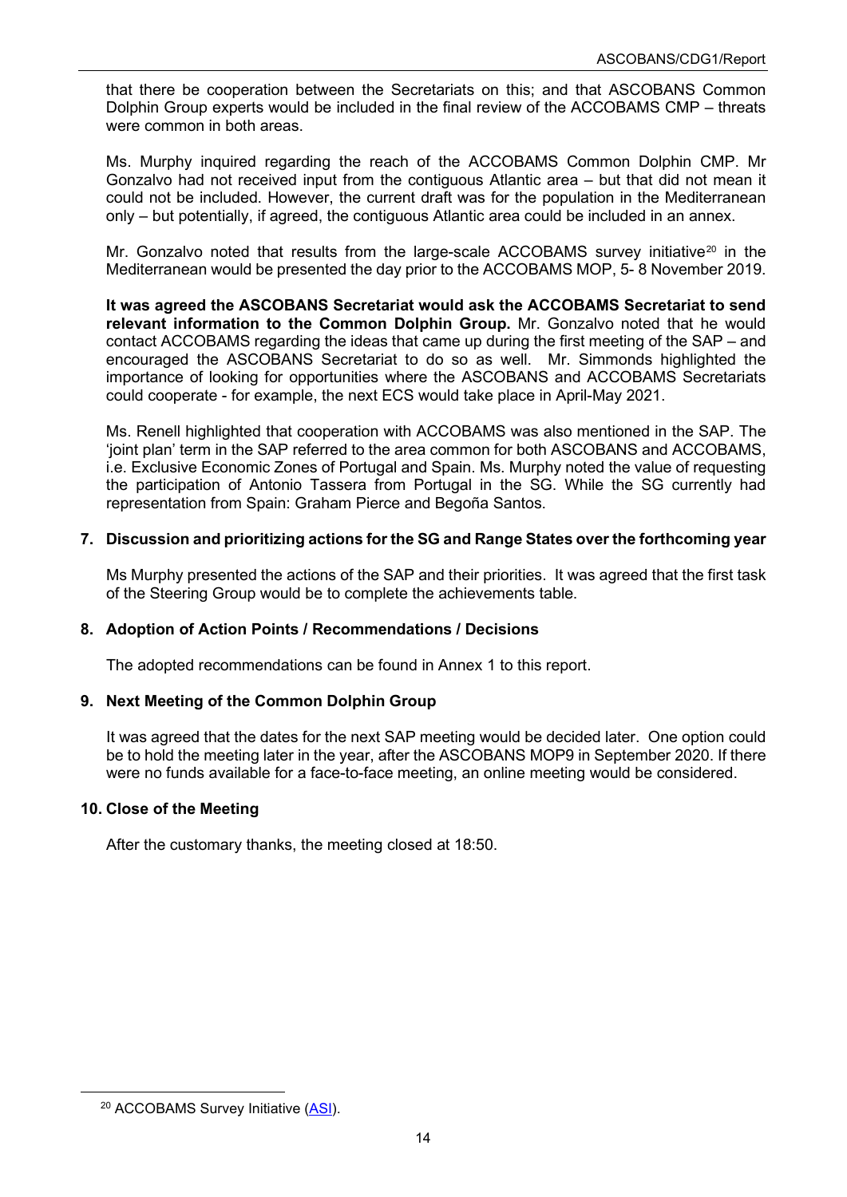that there be cooperation between the Secretariats on this; and that ASCOBANS Common Dolphin Group experts would be included in the final review of the ACCOBAMS CMP – threats were common in both areas.

Ms. Murphy inquired regarding the reach of the ACCOBAMS Common Dolphin CMP. Mr Gonzalvo had not received input from the contiguous Atlantic area – but that did not mean it could not be included. However, the current draft was for the population in the Mediterranean only – but potentially, if agreed, the contiguous Atlantic area could be included in an annex.

Mr. Gonzalvo noted that results from the large-scale ACCOBAMS survey initiative[20] in the Mediterranean would be presented the day prior to the ACCOBAMS MOP, 5- 8 November 2019.

**It was agreed the ASCOBANS Secretariat would ask the ACCOBAMS Secretariat to send relevant information to the Common Dolphin Group.** Mr. Gonzalvo noted that he would contact ACCOBAMS regarding the ideas that came up during the first meeting of the SAP – and encouraged the ASCOBANS Secretariat to do so as well. Mr. Simmonds highlighted the importance of looking for opportunities where the ASCOBANS and ACCOBAMS Secretariats could cooperate - for example, the next ECS would take place in April-May 2021.

Ms. Renell highlighted that cooperation with ACCOBAMS was also mentioned in the SAP. The 'joint plan' term in the SAP referred to the area common for both ASCOBANS and ACCOBAMS, i.e. Exclusive Economic Zones of Portugal and Spain. Ms. Murphy noted the value of requesting the participation of Antonio Tassera from Portugal in the SG. While the SG currently had representation from Spain: Graham Pierce and Begoña Santos.

## 7. Discussion and prioritizing actions for the SG and Range States over the forthcoming year

Ms Murphy presented the actions of the SAP and their priorities. It was agreed that the first task of the Steering Group would be to complete the achievements table.

## 8. Adoption of Action Points / Recommendations / Decisions

The adopted recommendations can be found in Annex 1 to this report.

## 9. Next Meeting of the Common Dolphin Group

It was agreed that the dates for the next SAP meeting would be decided later. One option could be to hold the meeting later in the year, after the ASCOBANS MOP9 in September 2020. If there were no funds available for a face-to-face meeting, an online meeting would be considered.

## 10. Close of the Meeting

After the customary thanks, the meeting closed at 18:50.

---

[20] ACCOBAMS Survey Initiative (ASI).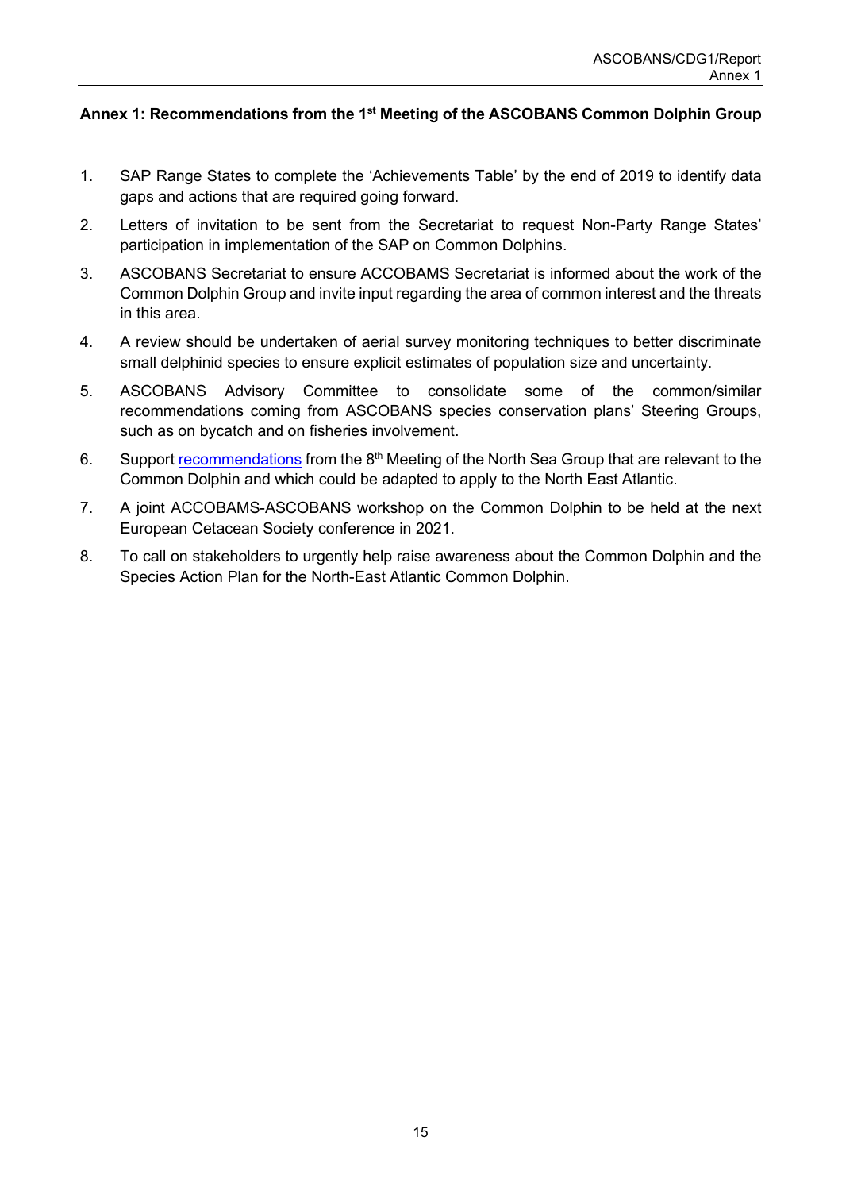## Annex 1: Recommendations from the 1st Meeting of the ASCOBANS Common Dolphin Group

1. SAP Range States to complete the 'Achievements Table' by the end of 2019 to identify data gaps and actions that are required going forward.
2. Letters of invitation to be sent from the Secretariat to request Non-Party Range States' participation in implementation of the SAP on Common Dolphins.
3. ASCOBANS Secretariat to ensure ACCOBAMS Secretariat is informed about the work of the Common Dolphin Group and invite input regarding the area of common interest and the threats in this area.
4. A review should be undertaken of aerial survey monitoring techniques to better discriminate small delphinid species to ensure explicit estimates of population size and uncertainty.
5. ASCOBANS Advisory Committee to consolidate some of the common/similar recommendations coming from ASCOBANS species conservation plans' Steering Groups, such as on bycatch and on fisheries involvement.
6. Support recommendations from the 8th Meeting of the North Sea Group that are relevant to the Common Dolphin and which could be adapted to apply to the North East Atlantic.
7. A joint ACCOBAMS-ASCOBANS workshop on the Common Dolphin to be held at the next European Cetacean Society conference in 2021.
8. To call on stakeholders to urgently help raise awareness about the Common Dolphin and the Species Action Plan for the North-East Atlantic Common Dolphin.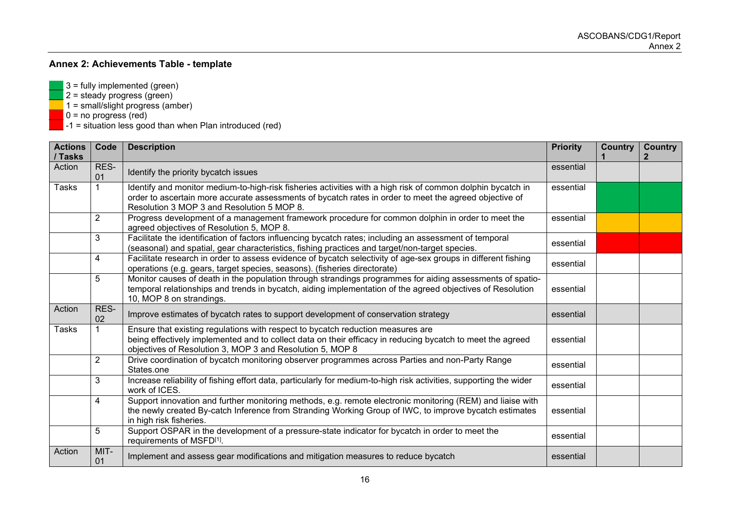## Annex 2: Achievements Table - template

- 3 = fully implemented (green)
- 2 = steady progress (green)
- 1 = small/slight progress (amber)
- 0 = no progress (red)
- -1 = situation less good than when Plan introduced (red)

| Actions / Tasks | Code | Description | Priority | Country 1 | Country 2 |
|---|---|---|---|---|---|
| Action | RES-01 | Identify the priority bycatch issues | essential | | |
| Tasks | 1 | Identify and monitor medium-to-high-risk fisheries activities with a high risk of common dolphin bycatch in order to ascertain more accurate assessments of bycatch rates in order to meet the agreed objective of Resolution 3 MOP 3 and Resolution 5 MOP 8. | essential | (green) | (green) |
| | 2 | Progress development of a management framework procedure for common dolphin in order to meet the agreed objectives of Resolution 5, MOP 8. | essential | (amber) | (amber) |
| | 3 | Facilitate the identification of factors influencing bycatch rates; including an assessment of temporal (seasonal) and spatial, gear characteristics, fishing practices and target/non-target species. | essential | (red) | (red) |
| | 4 | Facilitate research in order to assess evidence of bycatch selectivity of age-sex groups in different fishing operations (e.g. gears, target species, seasons). (fisheries directorate) | essential | | |
| | 5 | Monitor causes of death in the population through strandings programmes for aiding assessments of spatio-temporal relationships and trends in bycatch, aiding implementation of the agreed objectives of Resolution 10, MOP 8 on strandings. | essential | | |
| Action | RES-02 | Improve estimates of bycatch rates to support development of conservation strategy | essential | | |
| Tasks | 1 | Ensure that existing regulations with respect to bycatch reduction measures are being effectively implemented and to collect data on their efficacy in reducing bycatch to meet the agreed objectives of Resolution 3, MOP 3 and Resolution 5, MOP 8 | essential | | |
| | 2 | Drive coordination of bycatch monitoring observer programmes across Parties and non-Party Range States.one | essential | | |
| | 3 | Increase reliability of fishing effort data, particularly for medium-to-high risk activities, supporting the wider work of ICES. | essential | | |
| | 4 | Support innovation and further monitoring methods, e.g. remote electronic monitoring (REM) and liaise with the newly created By-catch Inference from Stranding Working Group of IWC, to improve bycatch estimates in high risk fisheries. | essential | | |
| | 5 | Support OSPAR in the development of a pressure-state indicator for bycatch in order to meet the requirements of MSFD[1]. | essential | | |
| Action | MIT-01 | Implement and assess gear modifications and mitigation measures to reduce bycatch | essential | | |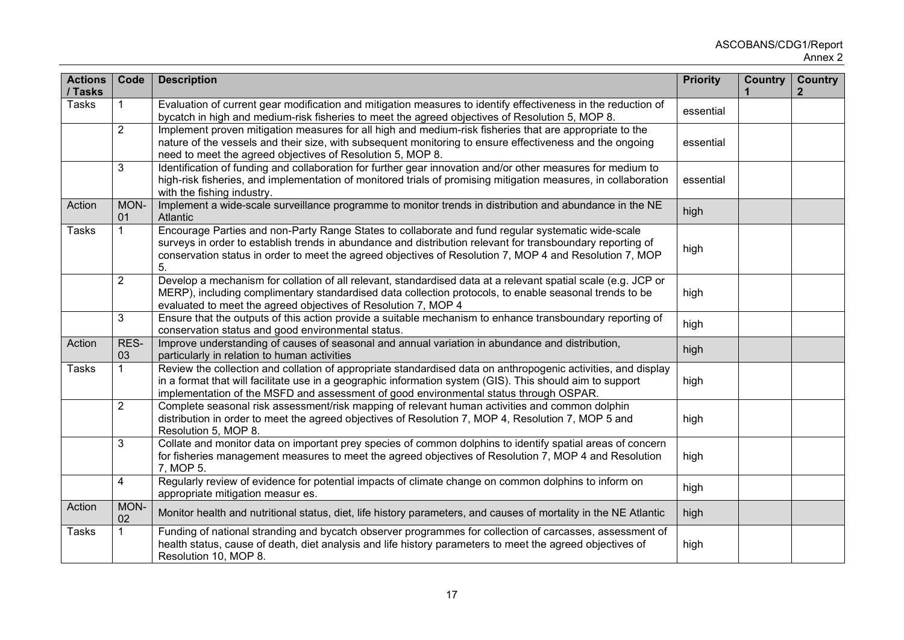| Actions / Tasks | Code | Description | Priority | Country 1 | Country 2 |
|---|---|---|---|---|---|
| Tasks | 1 | Evaluation of current gear modification and mitigation measures to identify effectiveness in the reduction of bycatch in high and medium-risk fisheries to meet the agreed objectives of Resolution 5, MOP 8. | essential | | |
| | 2 | Implement proven mitigation measures for all high and medium-risk fisheries that are appropriate to the nature of the vessels and their size, with subsequent monitoring to ensure effectiveness and the ongoing need to meet the agreed objectives of Resolution 5, MOP 8. | essential | | |
| | 3 | Identification of funding and collaboration for further gear innovation and/or other measures for medium to high-risk fisheries, and implementation of monitored trials of promising mitigation measures, in collaboration with the fishing industry. | essential | | |
| Action | MON-01 | Implement a wide-scale surveillance programme to monitor trends in distribution and abundance in the NE Atlantic | high | | |
| Tasks | 1 | Encourage Parties and non-Party Range States to collaborate and fund regular systematic wide-scale surveys in order to establish trends in abundance and distribution relevant for transboundary reporting of conservation status in order to meet the agreed objectives of Resolution 7, MOP 4 and Resolution 7, MOP 5. | high | | |
| | 2 | Develop a mechanism for collation of all relevant, standardised data at a relevant spatial scale (e.g. JCP or MERP), including complimentary standardised data collection protocols, to enable seasonal trends to be evaluated to meet the agreed objectives of Resolution 7, MOP 4 | high | | |
| | 3 | Ensure that the outputs of this action provide a suitable mechanism to enhance transboundary reporting of conservation status and good environmental status. | high | | |
| Action | RES-03 | Improve understanding of causes of seasonal and annual variation in abundance and distribution, particularly in relation to human activities | high | | |
| Tasks | 1 | Review the collection and collation of appropriate standardised data on anthropogenic activities, and display in a format that will facilitate use in a geographic information system (GIS). This should aim to support implementation of the MSFD and assessment of good environmental status through OSPAR. | high | | |
| | 2 | Complete seasonal risk assessment/risk mapping of relevant human activities and common dolphin distribution in order to meet the agreed objectives of Resolution 7, MOP 4, Resolution 7, MOP 5 and Resolution 5, MOP 8. | high | | |
| | 3 | Collate and monitor data on important prey species of common dolphins to identify spatial areas of concern for fisheries management measures to meet the agreed objectives of Resolution 7, MOP 4 and Resolution 7, MOP 5. | high | | |
| | 4 | Regularly review of evidence for potential impacts of climate change on common dolphins to inform on appropriate mitigation measur es. | high | | |
| Action | MON-02 | Monitor health and nutritional status, diet, life history parameters, and causes of mortality in the NE Atlantic | high | | |
| Tasks | 1 | Funding of national stranding and bycatch observer programmes for collection of carcasses, assessment of health status, cause of death, diet analysis and life history parameters to meet the agreed objectives of Resolution 10, MOP 8. | high | | |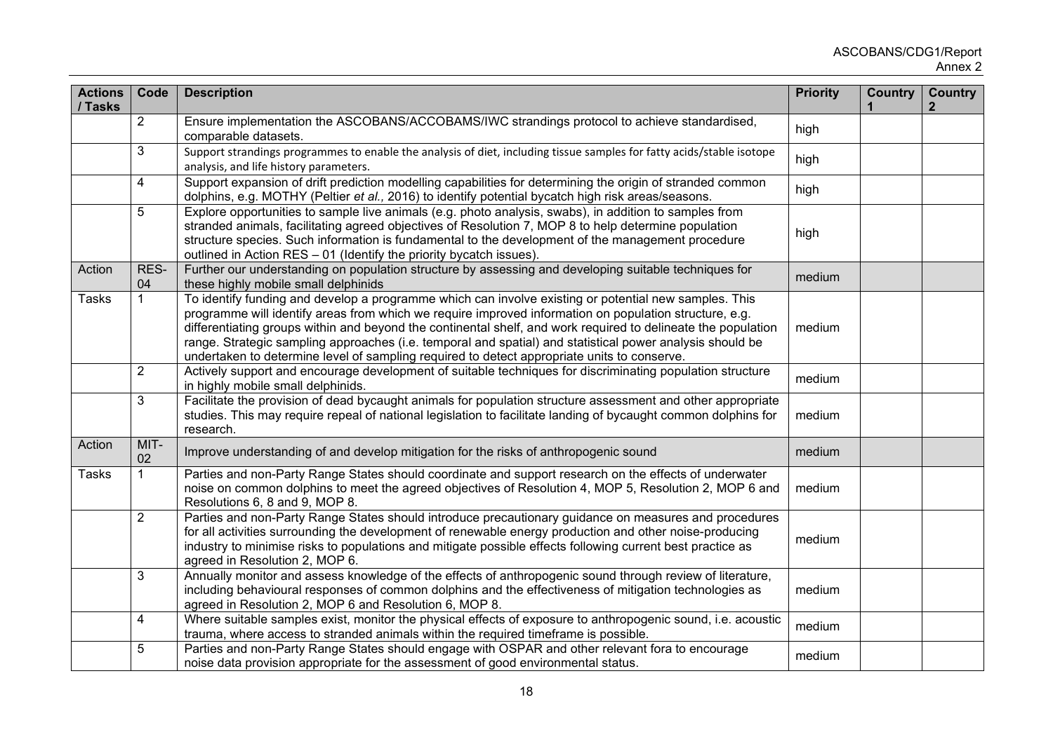| Actions / Tasks | Code | Description | Priority | Country 1 | Country 2 |
|---|---|---|---|---|---|
| | 2 | Ensure implementation the ASCOBANS/ACCOBAMS/IWC strandings protocol to achieve standardised, comparable datasets. | high | | |
| | 3 | Support strandings programmes to enable the analysis of diet, including tissue samples for fatty acids/stable isotope analysis, and life history parameters. | high | | |
| | 4 | Support expansion of drift prediction modelling capabilities for determining the origin of stranded common dolphins, e.g. MOTHY (Peltier *et al.,* 2016) to identify potential bycatch high risk areas/seasons. | high | | |
| | 5 | Explore opportunities to sample live animals (e.g. photo analysis, swabs), in addition to samples from stranded animals, facilitating agreed objectives of Resolution 7, MOP 8 to help determine population structure species. Such information is fundamental to the development of the management procedure outlined in Action RES – 01 (Identify the priority bycatch issues). | high | | |
| Action | RES-04 | Further our understanding on population structure by assessing and developing suitable techniques for these highly mobile small delphinids | medium | | |
| Tasks | 1 | To identify funding and develop a programme which can involve existing or potential new samples. This programme will identify areas from which we require improved information on population structure, e.g. differentiating groups within and beyond the continental shelf, and work required to delineate the population range. Strategic sampling approaches (i.e. temporal and spatial) and statistical power analysis should be undertaken to determine level of sampling required to detect appropriate units to conserve. | medium | | |
| | 2 | Actively support and encourage development of suitable techniques for discriminating population structure in highly mobile small delphinids. | medium | | |
| | 3 | Facilitate the provision of dead bycaught animals for population structure assessment and other appropriate studies. This may require repeal of national legislation to facilitate landing of bycaught common dolphins for research. | medium | | |
| Action | MIT-02 | Improve understanding of and develop mitigation for the risks of anthropogenic sound | medium | | |
| Tasks | 1 | Parties and non-Party Range States should coordinate and support research on the effects of underwater noise on common dolphins to meet the agreed objectives of Resolution 4, MOP 5, Resolution 2, MOP 6 and Resolutions 6, 8 and 9, MOP 8. | medium | | |
| | 2 | Parties and non-Party Range States should introduce precautionary guidance on measures and procedures for all activities surrounding the development of renewable energy production and other noise-producing industry to minimise risks to populations and mitigate possible effects following current best practice as agreed in Resolution 2, MOP 6. | medium | | |
| | 3 | Annually monitor and assess knowledge of the effects of anthropogenic sound through review of literature, including behavioural responses of common dolphins and the effectiveness of mitigation technologies as agreed in Resolution 2, MOP 6 and Resolution 6, MOP 8. | medium | | |
| | 4 | Where suitable samples exist, monitor the physical effects of exposure to anthropogenic sound, i.e. acoustic trauma, where access to stranded animals within the required timeframe is possible. | medium | | |
| | 5 | Parties and non-Party Range States should engage with OSPAR and other relevant fora to encourage noise data provision appropriate for the assessment of good environmental status. | medium | | |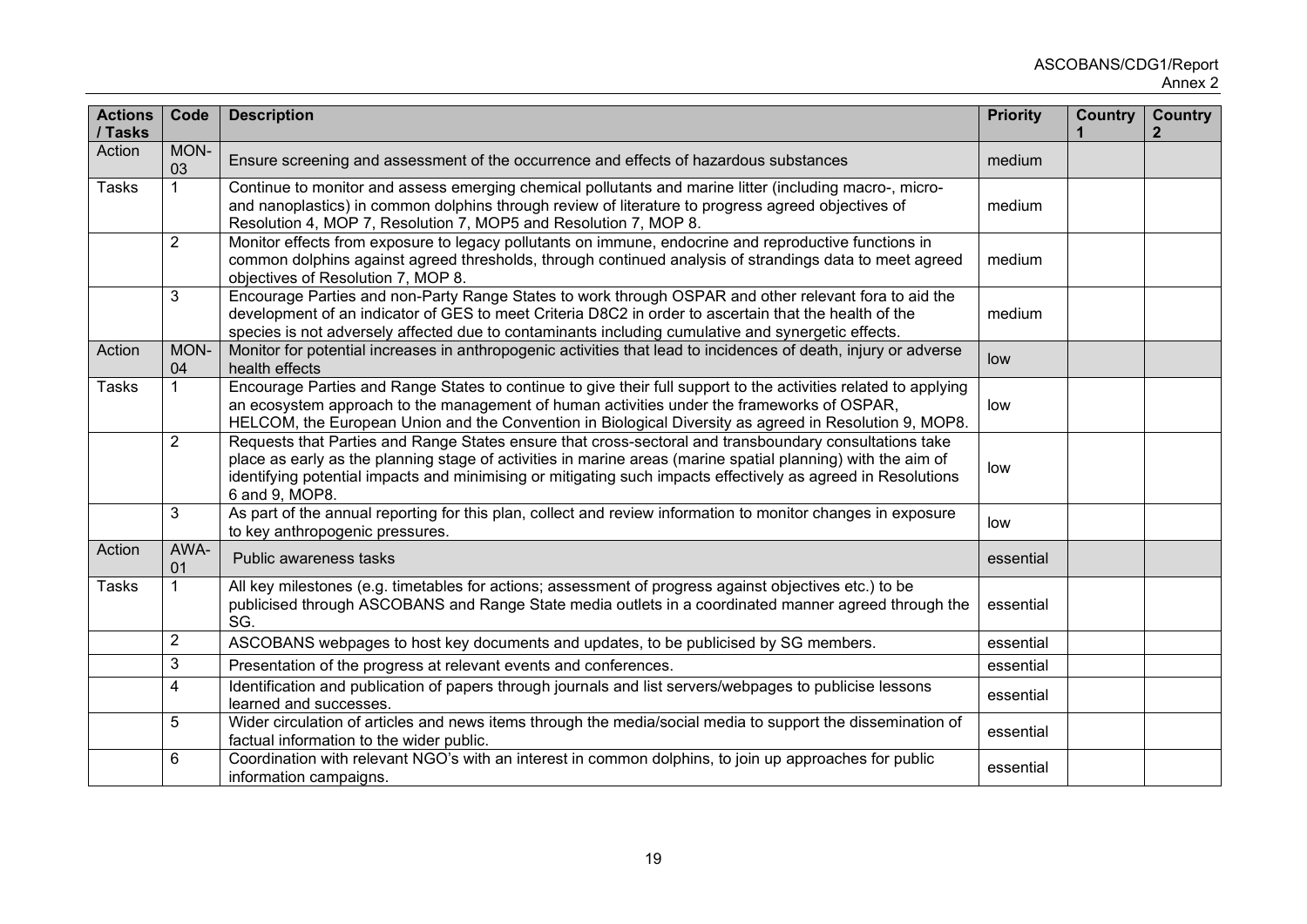| Actions / Tasks | Code | Description | Priority | Country 1 | Country 2 |
|---|---|---|---|---|---|
| Action | MON-03 | Ensure screening and assessment of the occurrence and effects of hazardous substances | medium | | |
| Tasks | 1 | Continue to monitor and assess emerging chemical pollutants and marine litter (including macro-, micro- and nanoplastics) in common dolphins through review of literature to progress agreed objectives of Resolution 4, MOP 7, Resolution 7, MOP5 and Resolution 7, MOP 8. | medium | | |
| | 2 | Monitor effects from exposure to legacy pollutants on immune, endocrine and reproductive functions in common dolphins against agreed thresholds, through continued analysis of strandings data to meet agreed objectives of Resolution 7, MOP 8. | medium | | |
| | 3 | Encourage Parties and non-Party Range States to work through OSPAR and other relevant fora to aid the development of an indicator of GES to meet Criteria D8C2 in order to ascertain that the health of the species is not adversely affected due to contaminants including cumulative and synergetic effects. | medium | | |
| Action | MON-04 | Monitor for potential increases in anthropogenic activities that lead to incidences of death, injury or adverse health effects | low | | |
| Tasks | 1 | Encourage Parties and Range States to continue to give their full support to the activities related to applying an ecosystem approach to the management of human activities under the frameworks of OSPAR, HELCOM, the European Union and the Convention in Biological Diversity as agreed in Resolution 9, MOP8. | low | | |
| | 2 | Requests that Parties and Range States ensure that cross-sectoral and transboundary consultations take place as early as the planning stage of activities in marine areas (marine spatial planning) with the aim of identifying potential impacts and minimising or mitigating such impacts effectively as agreed in Resolutions 6 and 9, MOP8. | low | | |
| | 3 | As part of the annual reporting for this plan, collect and review information to monitor changes in exposure to key anthropogenic pressures. | low | | |
| Action | AWA-01 | Public awareness tasks | essential | | |
| Tasks | 1 | All key milestones (e.g. timetables for actions; assessment of progress against objectives etc.) to be publicised through ASCOBANS and Range State media outlets in a coordinated manner agreed through the SG. | essential | | |
| | 2 | ASCOBANS webpages to host key documents and updates, to be publicised by SG members. | essential | | |
| | 3 | Presentation of the progress at relevant events and conferences. | essential | | |
| | 4 | Identification and publication of papers through journals and list servers/webpages to publicise lessons learned and successes. | essential | | |
| | 5 | Wider circulation of articles and news items through the media/social media to support the dissemination of factual information to the wider public. | essential | | |
| | 6 | Coordination with relevant NGO's with an interest in common dolphins, to join up approaches for public information campaigns. | essential | | |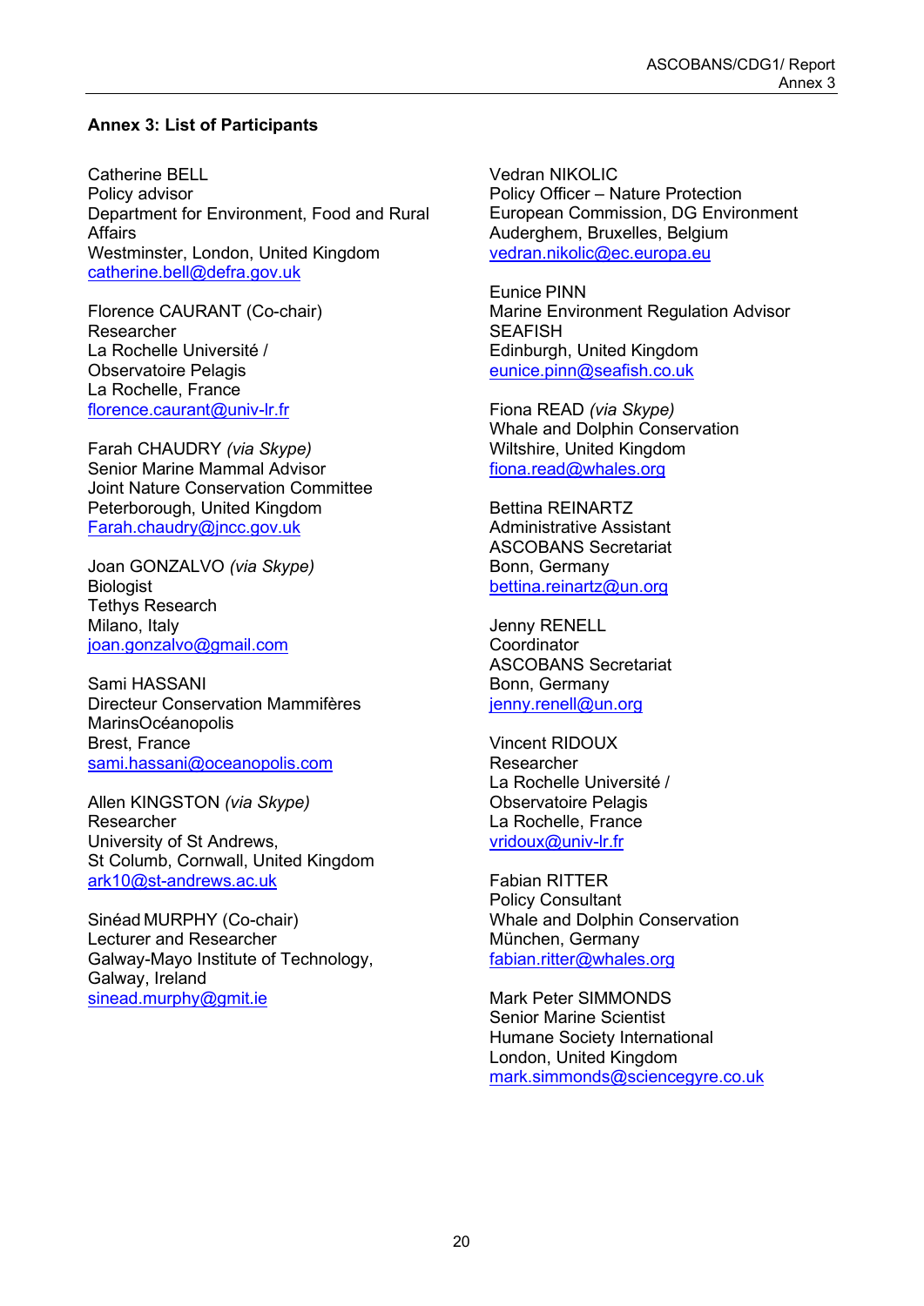## Annex 3: List of Participants

Catherine BELL
Policy advisor
Department for Environment, Food and Rural Affairs
Westminster, London, United Kingdom
catherine.bell@defra.gov.uk

Florence CAURANT (Co-chair)
Researcher
La Rochelle Université /
Observatoire Pelagis
La Rochelle, France
florence.caurant@univ-lr.fr

Farah CHAUDRY *(via Skype)*
Senior Marine Mammal Advisor
Joint Nature Conservation Committee
Peterborough, United Kingdom
Farah.chaudry@jncc.gov.uk

Joan GONZALVO *(via Skype)*
Biologist
Tethys Research
Milano, Italy
joan.gonzalvo@gmail.com

Sami HASSANI
Directeur Conservation Mammifères
MarinsOcéanopolis
Brest, France
sami.hassani@oceanopolis.com

Allen KINGSTON *(via Skype)*
Researcher
University of St Andrews,
St Columb, Cornwall, United Kingdom
ark10@st-andrews.ac.uk

Sinéad MURPHY (Co-chair)
Lecturer and Researcher
Galway-Mayo Institute of Technology,
Galway, Ireland
sinead.murphy@gmit.ie

Vedran NIKOLIC
Policy Officer – Nature Protection
European Commission, DG Environment
Auderghem, Bruxelles, Belgium
vedran.nikolic@ec.europa.eu

Eunice PINN
Marine Environment Regulation Advisor
SEAFISH
Edinburgh, United Kingdom
eunice.pinn@seafish.co.uk

Fiona READ *(via Skype)*
Whale and Dolphin Conservation
Wiltshire, United Kingdom
fiona.read@whales.org

Bettina REINARTZ
Administrative Assistant
ASCOBANS Secretariat
Bonn, Germany
bettina.reinartz@un.org

Jenny RENELL
Coordinator
ASCOBANS Secretariat
Bonn, Germany
jenny.renell@un.org

Vincent RIDOUX
Researcher
La Rochelle Université /
Observatoire Pelagis
La Rochelle, France
vridoux@univ-lr.fr

Fabian RITTER
Policy Consultant
Whale and Dolphin Conservation
München, Germany
fabian.ritter@whales.org

Mark Peter SIMMONDS
Senior Marine Scientist
Humane Society International
London, United Kingdom
mark.simmonds@sciencegyre.co.uk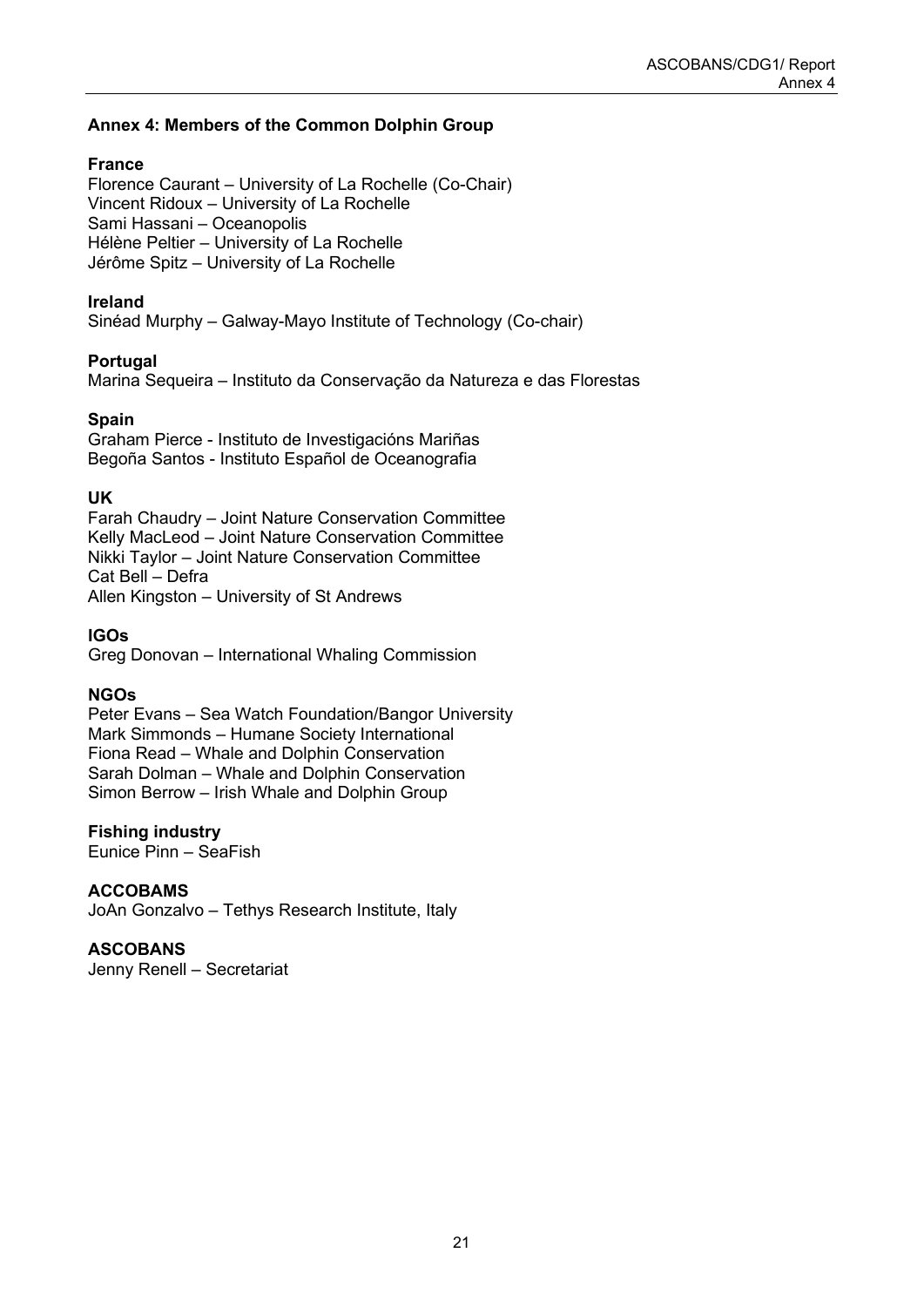## Annex 4: Members of the Common Dolphin Group

**France**
Florence Caurant – University of La Rochelle (Co-Chair)
Vincent Ridoux – University of La Rochelle
Sami Hassani – Oceanopolis
Hélène Peltier – University of La Rochelle
Jérôme Spitz – University of La Rochelle

**Ireland**
Sinéad Murphy – Galway-Mayo Institute of Technology (Co-chair)

**Portugal**
Marina Sequeira – Instituto da Conservação da Natureza e das Florestas

**Spain**
Graham Pierce - Instituto de Investigacións Mariñas
Begoña Santos - Instituto Español de Oceanografia

**UK**
Farah Chaudry – Joint Nature Conservation Committee
Kelly MacLeod – Joint Nature Conservation Committee
Nikki Taylor – Joint Nature Conservation Committee
Cat Bell – Defra
Allen Kingston – University of St Andrews

**IGOs**
Greg Donovan – International Whaling Commission

**NGOs**
Peter Evans – Sea Watch Foundation/Bangor University
Mark Simmonds – Humane Society International
Fiona Read – Whale and Dolphin Conservation
Sarah Dolman – Whale and Dolphin Conservation
Simon Berrow – Irish Whale and Dolphin Group

**Fishing industry**
Eunice Pinn – SeaFish

**ACCOBAMS**
JoAn Gonzalvo – Tethys Research Institute, Italy

**ASCOBANS**
Jenny Renell – Secretariat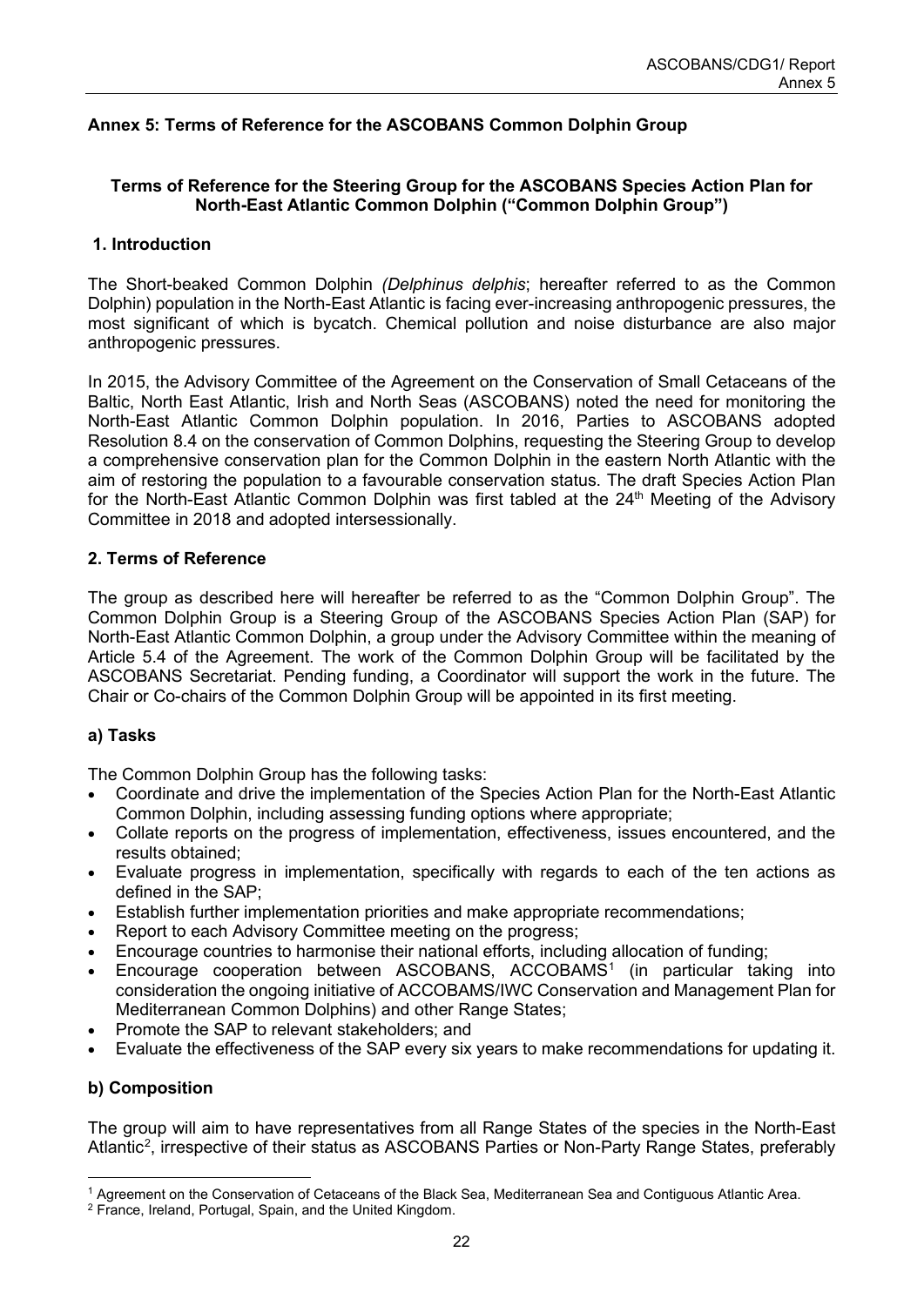## Annex 5: Terms of Reference for the ASCOBANS Common Dolphin Group

### Terms of Reference for the Steering Group for the ASCOBANS Species Action Plan for North-East Atlantic Common Dolphin ("Common Dolphin Group")

### 1. Introduction

The Short-beaked Common Dolphin *(Delphinus delphis*; hereafter referred to as the Common Dolphin) population in the North-East Atlantic is facing ever-increasing anthropogenic pressures, the most significant of which is bycatch. Chemical pollution and noise disturbance are also major anthropogenic pressures.

In 2015, the Advisory Committee of the Agreement on the Conservation of Small Cetaceans of the Baltic, North East Atlantic, Irish and North Seas (ASCOBANS) noted the need for monitoring the North-East Atlantic Common Dolphin population. In 2016, Parties to ASCOBANS adopted Resolution 8.4 on the conservation of Common Dolphins, requesting the Steering Group to develop a comprehensive conservation plan for the Common Dolphin in the eastern North Atlantic with the aim of restoring the population to a favourable conservation status. The draft Species Action Plan for the North-East Atlantic Common Dolphin was first tabled at the 24th Meeting of the Advisory Committee in 2018 and adopted intersessionally.

### 2. Terms of Reference

The group as described here will hereafter be referred to as the "Common Dolphin Group". The Common Dolphin Group is a Steering Group of the ASCOBANS Species Action Plan (SAP) for North-East Atlantic Common Dolphin, a group under the Advisory Committee within the meaning of Article 5.4 of the Agreement. The work of the Common Dolphin Group will be facilitated by the ASCOBANS Secretariat. Pending funding, a Coordinator will support the work in the future. The Chair or Co-chairs of the Common Dolphin Group will be appointed in its first meeting.

#### a) Tasks

The Common Dolphin Group has the following tasks:

- Coordinate and drive the implementation of the Species Action Plan for the North-East Atlantic Common Dolphin, including assessing funding options where appropriate;
- Collate reports on the progress of implementation, effectiveness, issues encountered, and the results obtained;
- Evaluate progress in implementation, specifically with regards to each of the ten actions as defined in the SAP;
- Establish further implementation priorities and make appropriate recommendations;
- Report to each Advisory Committee meeting on the progress;
- Encourage countries to harmonise their national efforts, including allocation of funding;
- Encourage cooperation between ASCOBANS, ACCOBAMS[1] (in particular taking into consideration the ongoing initiative of ACCOBAMS/IWC Conservation and Management Plan for Mediterranean Common Dolphins) and other Range States;
- Promote the SAP to relevant stakeholders; and
- Evaluate the effectiveness of the SAP every six years to make recommendations for updating it.

#### b) Composition

The group will aim to have representatives from all Range States of the species in the North-East Atlantic[2], irrespective of their status as ASCOBANS Parties or Non-Party Range States, preferably

[1] Agreement on the Conservation of Cetaceans of the Black Sea, Mediterranean Sea and Contiguous Atlantic Area.

[2] France, Ireland, Portugal, Spain, and the United Kingdom.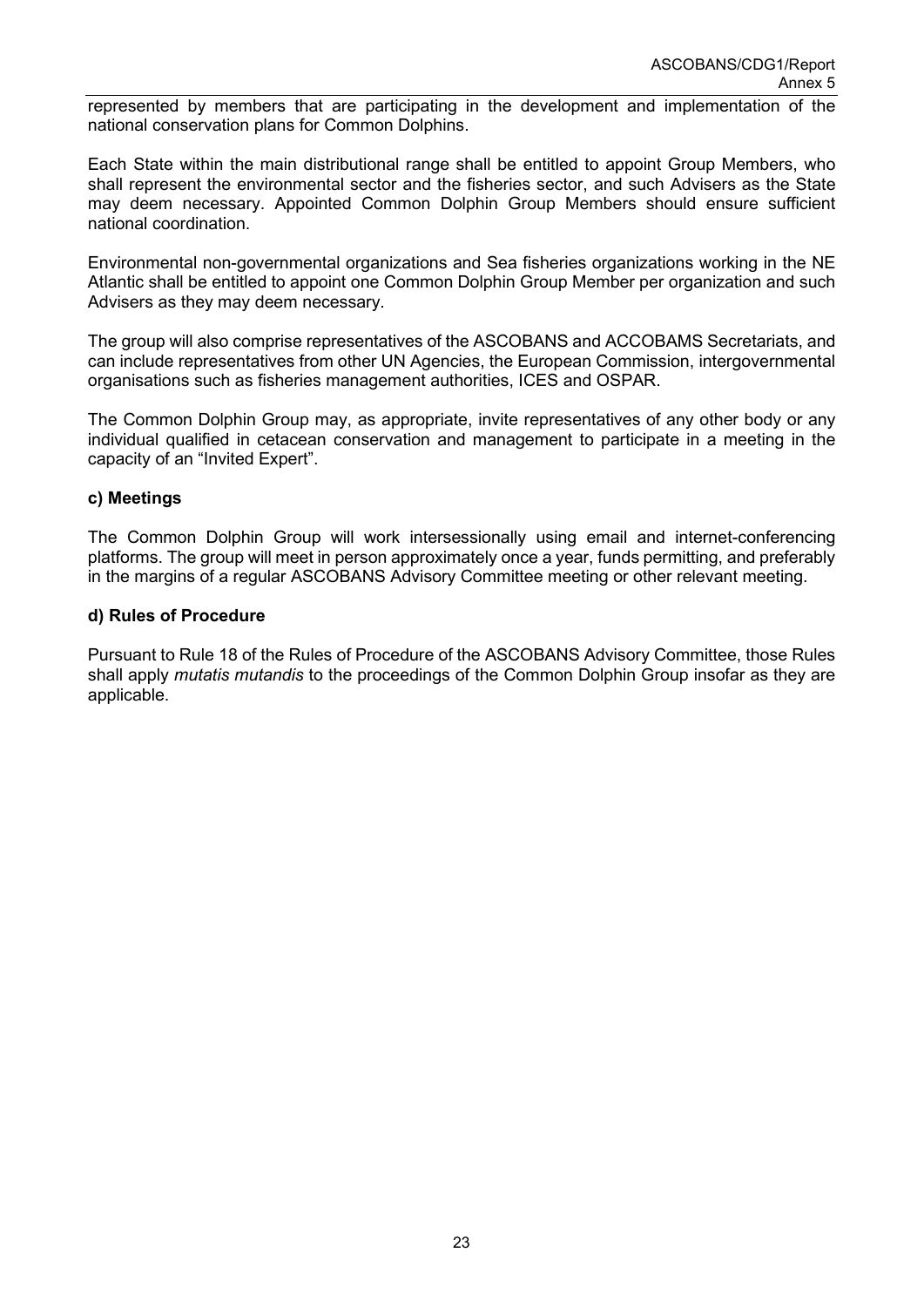represented by members that are participating in the development and implementation of the national conservation plans for Common Dolphins.

Each State within the main distributional range shall be entitled to appoint Group Members, who shall represent the environmental sector and the fisheries sector, and such Advisers as the State may deem necessary. Appointed Common Dolphin Group Members should ensure sufficient national coordination.

Environmental non-governmental organizations and Sea fisheries organizations working in the NE Atlantic shall be entitled to appoint one Common Dolphin Group Member per organization and such Advisers as they may deem necessary.

The group will also comprise representatives of the ASCOBANS and ACCOBAMS Secretariats, and can include representatives from other UN Agencies, the European Commission, intergovernmental organisations such as fisheries management authorities, ICES and OSPAR.

The Common Dolphin Group may, as appropriate, invite representatives of any other body or any individual qualified in cetacean conservation and management to participate in a meeting in the capacity of an "Invited Expert".

**c) Meetings**

The Common Dolphin Group will work intersessionally using email and internet-conferencing platforms. The group will meet in person approximately once a year, funds permitting, and preferably in the margins of a regular ASCOBANS Advisory Committee meeting or other relevant meeting.

**d) Rules of Procedure**

Pursuant to Rule 18 of the Rules of Procedure of the ASCOBANS Advisory Committee, those Rules shall apply *mutatis mutandis* to the proceedings of the Common Dolphin Group insofar as they are applicable.